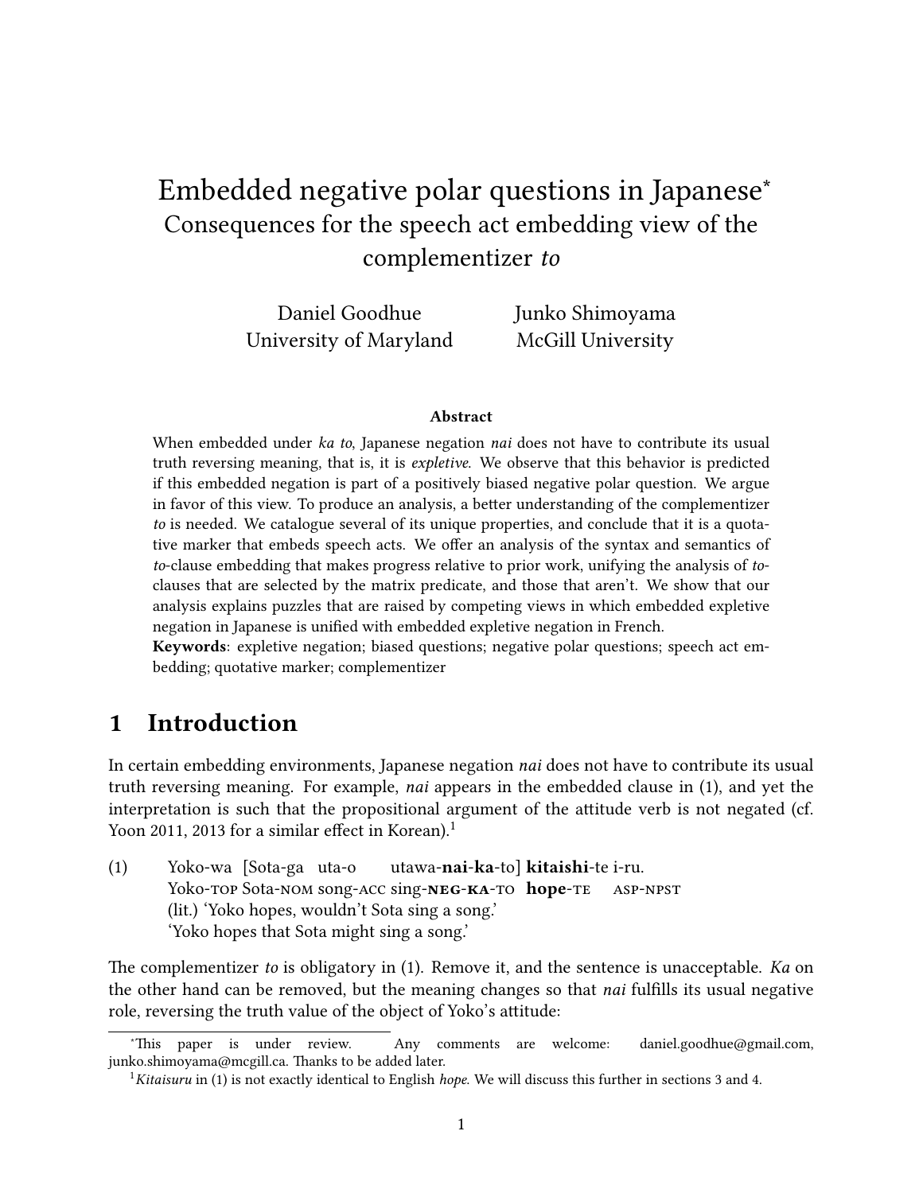# Embedded negative polar questions in Japanese*

## Consequences for the speech act embedding view of the complementizer *to*

Daniel Goodhue
University of Maryland

Junko Shimoyama
McGill University

**Abstract**

When embedded under *ka to*, Japanese negation *nai* does not have to contribute its usual truth reversing meaning, that is, it is *expletive*. We observe that this behavior is predicted if this embedded negation is part of a positively biased negative polar question. We argue in favor of this view. To produce an analysis, a better understanding of the complementizer *to* is needed. We catalogue several of its unique properties, and conclude that it is a quotative marker that embeds speech acts. We offer an analysis of the syntax and semantics of *to*-clause embedding that makes progress relative to prior work, unifying the analysis of *to*-clauses that are selected by the matrix predicate, and those that aren't. We show that our analysis explains puzzles that are raised by competing views in which embedded expletive negation in Japanese is unified with embedded expletive negation in French.

**Keywords**: expletive negation; biased questions; negative polar questions; speech act embedding; quotative marker; complementizer

## 1 Introduction

In certain embedding environments, Japanese negation *nai* does not have to contribute its usual truth reversing meaning. For example, *nai* appears in the embedded clause in (1), and yet the interpretation is such that the propositional argument of the attitude verb is not negated (cf. Yoon 2011, 2013 for a similar effect in Korean).[1]

(1) Yoko-wa [Sota-ga uta-o utawa-**nai**-**ka**-to] **kitaishi**-te i-ru.
Yoko-TOP Sota-NOM song-ACC sing-**NEG**-**KA**-TO **hope**-TE ASP-NPST
(lit.) 'Yoko hopes, wouldn't Sota sing a song.'
'Yoko hopes that Sota might sing a song.'

The complementizer *to* is obligatory in (1). Remove it, and the sentence is unacceptable. *Ka* on the other hand can be removed, but the meaning changes so that *nai* fulfills its usual negative role, reversing the truth value of the object of Yoko's attitude:

*This paper is under review. Any comments are welcome: daniel.goodhue@gmail.com, junko.shimoyama@mcgill.ca. Thanks to be added later.

[1] *Kitaisuru* in (1) is not exactly identical to English *hope*. We will discuss this further in sections 3 and 4.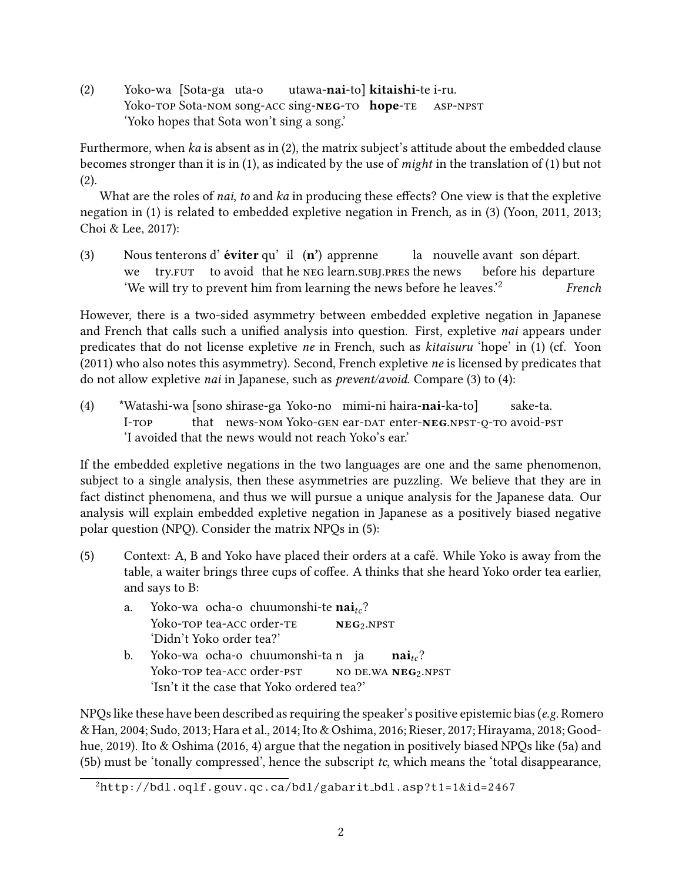(2) Yoko-wa [Sota-ga uta-o utawa-**nai**-to] **kitaishi**-te i-ru.
Yoko-TOP Sota-NOM song-ACC sing-**NEG**-TO **hope**-TE ASP-NPST
'Yoko hopes that Sota won't sing a song.'

Furthermore, when *ka* is absent as in (2), the matrix subject's attitude about the embedded clause becomes stronger than it is in (1), as indicated by the use of *might* in the translation of (1) but not (2).

What are the roles of *nai*, *to* and *ka* in producing these effects? One view is that the expletive negation in (1) is related to embedded expletive negation in French, as in (3) (Yoon, 2011, 2013; Choi & Lee, 2017):

(3) Nous tenterons d' **éviter** qu' il (**n'**) apprenne la nouvelle avant son départ.
we try.FUT to avoid that he NEG learn.SUBJ.PRES the news before his departure
'We will try to prevent him from learning the news before he leaves.'[2] *French*

However, there is a two-sided asymmetry between embedded expletive negation in Japanese and French that calls such a unified analysis into question. First, expletive *nai* appears under predicates that do not license expletive *ne* in French, such as *kitaisuru* 'hope' in (1) (cf. Yoon (2011) who also notes this asymmetry). Second, French expletive *ne* is licensed by predicates that do not allow expletive *nai* in Japanese, such as *prevent/avoid*. Compare (3) to (4):

(4) \*Watashi-wa [sono shirase-ga Yoko-no mimi-ni haira-**nai**-ka-to] sake-ta.
I-TOP that news-NOM Yoko-GEN ear-DAT enter-**NEG**.NPST-Q-TO avoid-PST
'I avoided that the news would not reach Yoko's ear.'

If the embedded expletive negations in the two languages are one and the same phenomenon, subject to a single analysis, then these asymmetries are puzzling. We believe that they are in fact distinct phenomena, and thus we will pursue a unique analysis for the Japanese data. Our analysis will explain embedded expletive negation in Japanese as a positively biased negative polar question (NPQ). Consider the matrix NPQs in (5):

(5) Context: A, B and Yoko have placed their orders at a café. While Yoko is away from the table, a waiter brings three cups of coffee. A thinks that she heard Yoko order tea earlier, and says to B:

a. Yoko-wa ocha-o chuumonshi-te **nai**$_{tc}$?
Yoko-TOP tea-ACC order-TE **NEG**$_2$.NPST
'Didn't Yoko order tea?'

b. Yoko-wa ocha-o chuumonshi-ta n ja **nai**$_{tc}$?
Yoko-TOP tea-ACC order-PST NO DE.WA **NEG**$_2$.NPST
'Isn't it the case that Yoko ordered tea?'

NPQs like these have been described as requiring the speaker's positive epistemic bias (*e.g.* Romero & Han, 2004; Sudo, 2013; Hara et al., 2014; Ito & Oshima, 2016; Rieser, 2017; Hirayama, 2018; Goodhue, 2019). Ito & Oshima (2016, 4) argue that the negation in positively biased NPQs like (5a) and (5b) must be 'tonally compressed', hence the subscript *tc*, which means the 'total disappearance,

---

[2] http://bdl.oqlf.gouv.qc.ca/bdl/gabarit_bdl.asp?t1=1&id=2467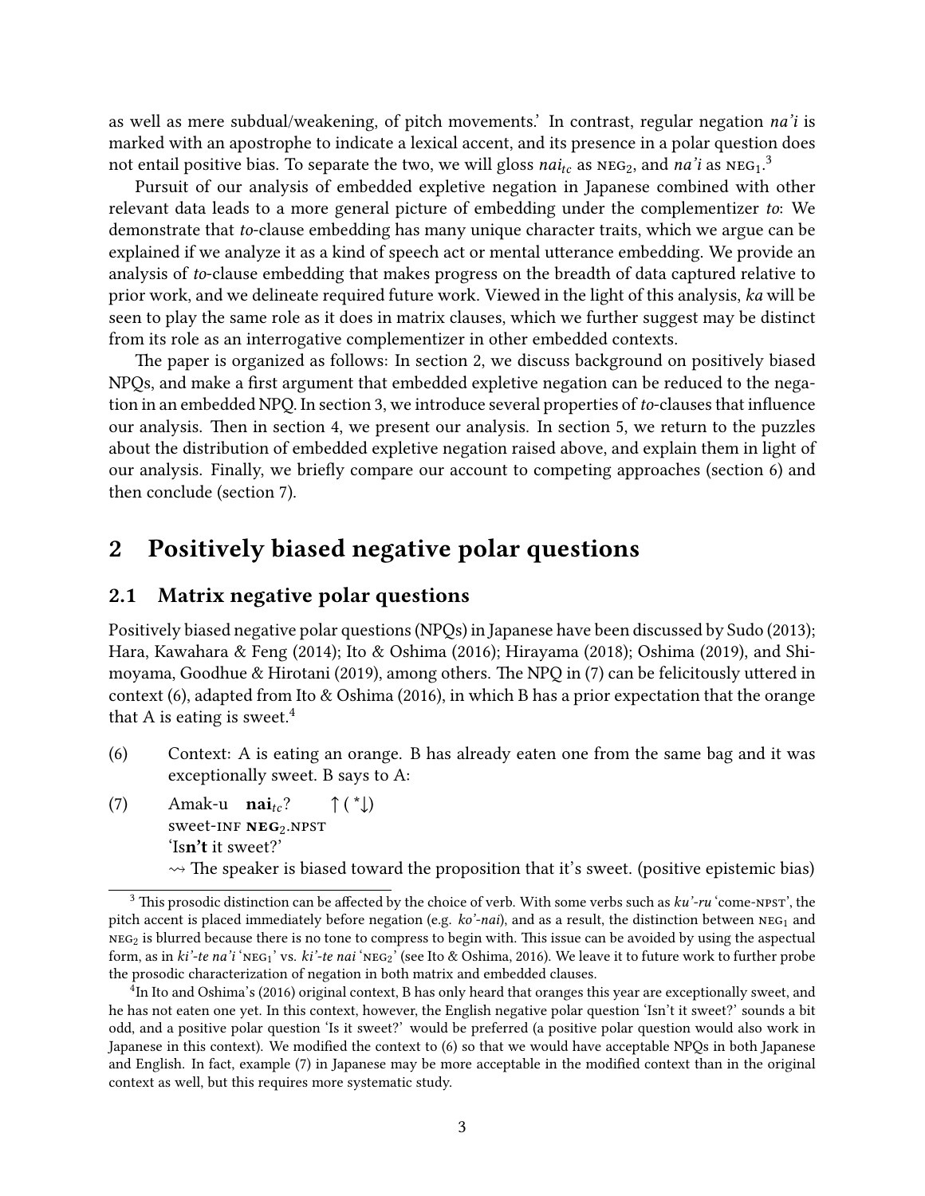as well as mere subdual/weakening, of pitch movements.' In contrast, regular negation *na'i* is marked with an apostrophe to indicate a lexical accent, and its presence in a polar question does not entail positive bias. To separate the two, we will gloss $nai_{tc}$ as NEG$_2$, and *na'i* as NEG$_1$.[3]

Pursuit of our analysis of embedded expletive negation in Japanese combined with other relevant data leads to a more general picture of embedding under the complementizer *to*: We demonstrate that *to*-clause embedding has many unique character traits, which we argue can be explained if we analyze it as a kind of speech act or mental utterance embedding. We provide an analysis of *to*-clause embedding that makes progress on the breadth of data captured relative to prior work, and we delineate required future work. Viewed in the light of this analysis, *ka* will be seen to play the same role as it does in matrix clauses, which we further suggest may be distinct from its role as an interrogative complementizer in other embedded contexts.

The paper is organized as follows: In section 2, we discuss background on positively biased NPQs, and make a first argument that embedded expletive negation can be reduced to the negation in an embedded NPQ. In section 3, we introduce several properties of *to*-clauses that influence our analysis. Then in section 4, we present our analysis. In section 5, we return to the puzzles about the distribution of embedded expletive negation raised above, and explain them in light of our analysis. Finally, we briefly compare our account to competing approaches (section 6) and then conclude (section 7).

## 2 Positively biased negative polar questions

### 2.1 Matrix negative polar questions

Positively biased negative polar questions (NPQs) in Japanese have been discussed by Sudo (2013); Hara, Kawahara & Feng (2014); Ito & Oshima (2016); Hirayama (2018); Oshima (2019), and Shimoyama, Goodhue & Hirotani (2019), among others. The NPQ in (7) can be felicitously uttered in context (6), adapted from Ito & Oshima (2016), in which B has a prior expectation that the orange that A is eating is sweet.[4]

(6) Context: A is eating an orange. B has already eaten one from the same bag and it was exceptionally sweet. B says to A:

(7) Amak-u **nai**$_{tc}$? ↑ (*↓)
sweet-INF **NEG$_2$**.NPST
'Is**n't** it sweet?'
⇝ The speaker is biased toward the proposition that it's sweet. (positive epistemic bias)

---

[3] This prosodic distinction can be affected by the choice of verb. With some verbs such as *ku'-ru* 'come-NPST', the pitch accent is placed immediately before negation (e.g. *ko'-nai*), and as a result, the distinction between NEG$_1$ and NEG$_2$ is blurred because there is no tone to compress to begin with. This issue can be avoided by using the aspectual form, as in *ki'-te na'i* 'NEG$_1$' vs. *ki'-te nai* 'NEG$_2$' (see Ito & Oshima, 2016). We leave it to future work to further probe the prosodic characterization of negation in both matrix and embedded clauses.

[4] In Ito and Oshima's (2016) original context, B has only heard that oranges this year are exceptionally sweet, and he has not eaten one yet. In this context, however, the English negative polar question 'Isn't it sweet?' sounds a bit odd, and a positive polar question 'Is it sweet?' would be preferred (a positive polar question would also work in Japanese in this context). We modified the context to (6) so that we would have acceptable NPQs in both Japanese and English. In fact, example (7) in Japanese may be more acceptable in the modified context than in the original context as well, but this requires more systematic study.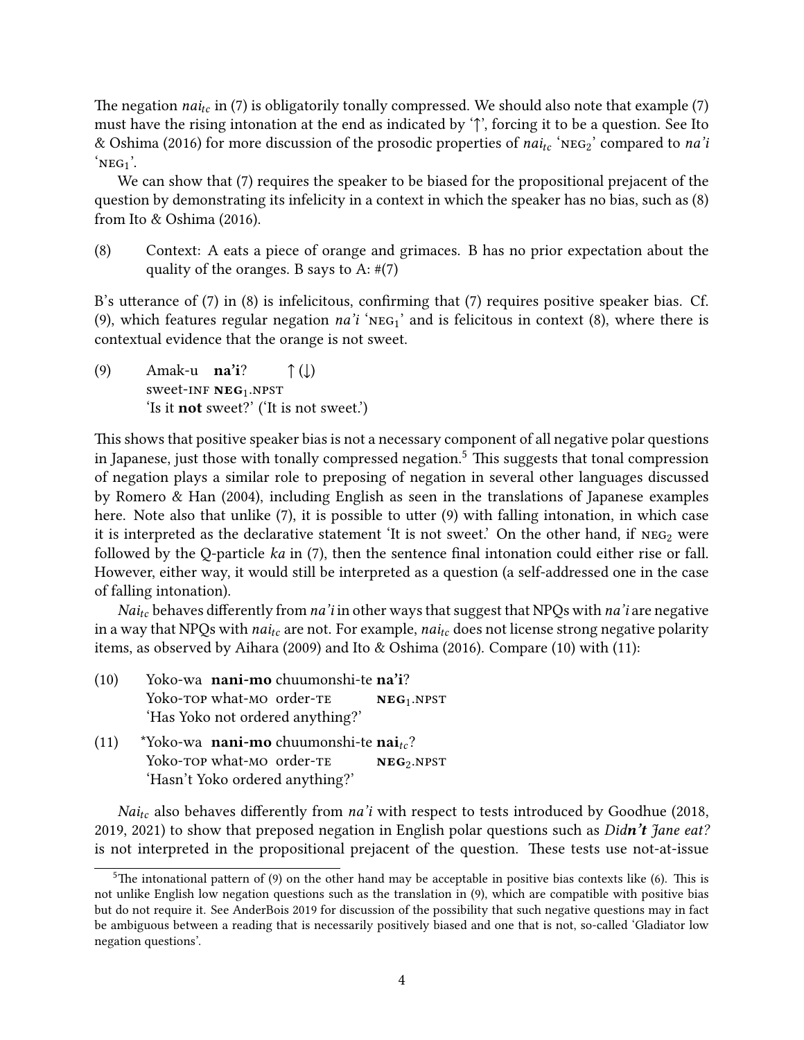The negation *nai*$_{tc}$ in (7) is obligatorily tonally compressed. We should also note that example (7) must have the rising intonation at the end as indicated by '↑', forcing it to be a question. See Ito & Oshima (2016) for more discussion of the prosodic properties of *nai*$_{tc}$ 'NEG$_2$' compared to *na'i* 'NEG$_1$'.

We can show that (7) requires the speaker to be biased for the propositional prejacent of the question by demonstrating its infelicity in a context in which the speaker has no bias, such as (8) from Ito & Oshima (2016).

(8) Context: A eats a piece of orange and grimaces. B has no prior expectation about the quality of the oranges. B says to A: #(7)

B's utterance of (7) in (8) is infelicitous, confirming that (7) requires positive speaker bias. Cf. (9), which features regular negation *na'i* 'NEG$_1$' and is felicitous in context (8), where there is contextual evidence that the orange is not sweet.

(9) Amak-u **na'i**? ↑(↓)
sweet-INF **NEG$_1$**.NPST
'Is it **not** sweet?' ('It is not sweet.')

This shows that positive speaker bias is not a necessary component of all negative polar questions in Japanese, just those with tonally compressed negation.[5] This suggests that tonal compression of negation plays a similar role to preposing of negation in several other languages discussed by Romero & Han (2004), including English as seen in the translations of Japanese examples here. Note also that unlike (7), it is possible to utter (9) with falling intonation, in which case it is interpreted as the declarative statement 'It is not sweet.' On the other hand, if NEG$_2$ were followed by the Q-particle *ka* in (7), then the sentence final intonation could either rise or fall. However, either way, it would still be interpreted as a question (a self-addressed one in the case of falling intonation).

*Nai*$_{tc}$ behaves differently from *na'i* in other ways that suggest that NPQs with *na'i* are negative in a way that NPQs with *nai*$_{tc}$ are not. For example, *nai*$_{tc}$ does not license strong negative polarity items, as observed by Aihara (2009) and Ito & Oshima (2016). Compare (10) with (11):

(10) Yoko-wa **nani-mo** chuumonshi-te **na'i**?
Yoko-TOP what-MO order-TE **NEG$_1$**.NPST
'Has Yoko not ordered anything?'

(11) \*Yoko-wa **nani-mo** chuumonshi-te **nai**$_{tc}$?
Yoko-TOP what-MO order-TE **NEG$_2$**.NPST
'Hasn't Yoko ordered anything?'

*Nai*$_{tc}$ also behaves differently from *na'i* with respect to tests introduced by Goodhue (2018, 2019, 2021) to show that preposed negation in English polar questions such as *Did**n't** Jane eat?* is not interpreted in the propositional prejacent of the question. These tests use not-at-issue

[5] The intonational pattern of (9) on the other hand may be acceptable in positive bias contexts like (6). This is not unlike English low negation questions such as the translation in (9), which are compatible with positive bias but do not require it. See AnderBois 2019 for discussion of the possibility that such negative questions may in fact be ambiguous between a reading that is necessarily positively biased and one that is not, so-called 'Gladiator low negation questions'.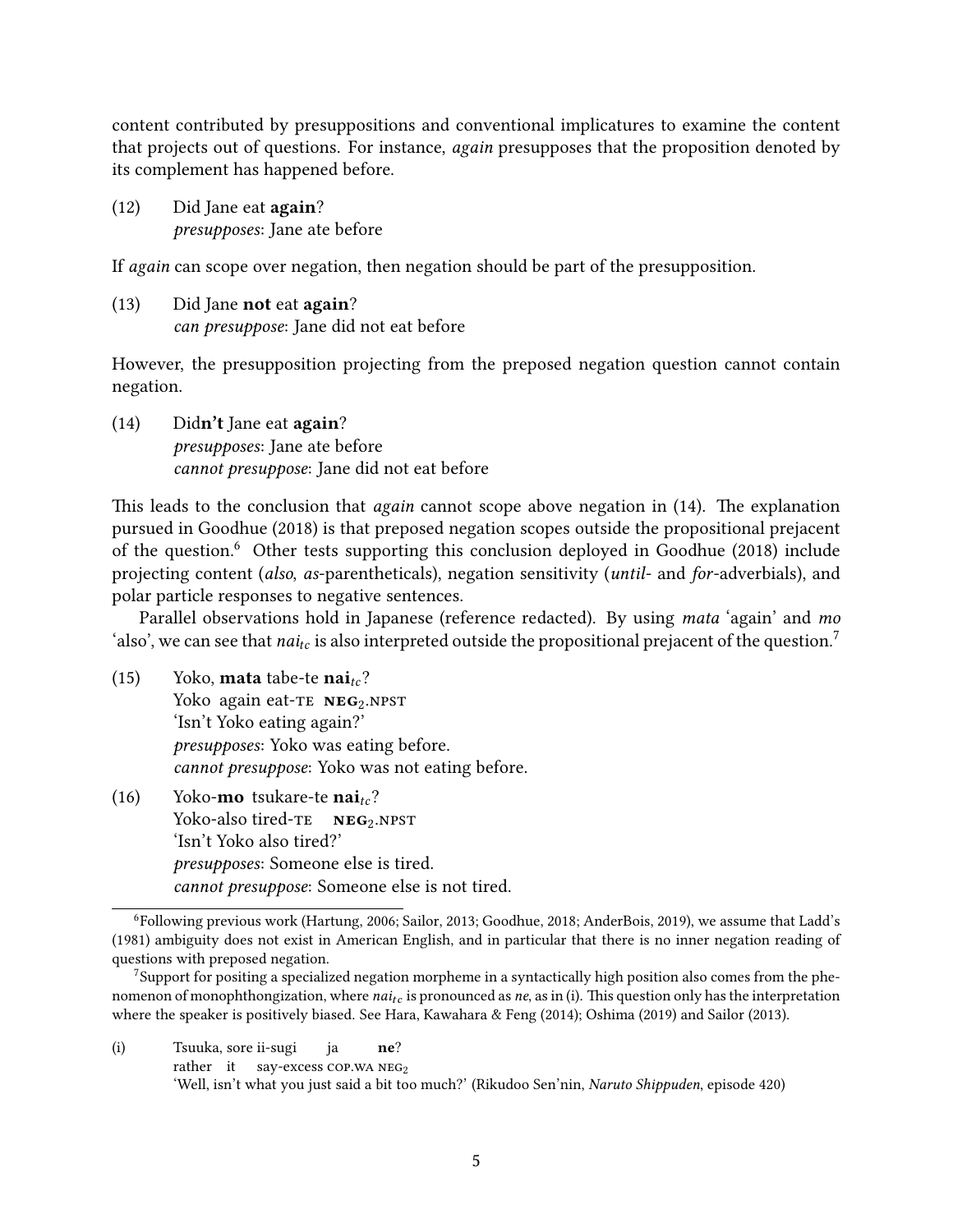content contributed by presuppositions and conventional implicatures to examine the content that projects out of questions. For instance, *again* presupposes that the proposition denoted by its complement has happened before.

(12) Did Jane eat **again**?
*presupposes*: Jane ate before

If *again* can scope over negation, then negation should be part of the presupposition.

(13) Did Jane **not** eat **again**?
*can presuppose*: Jane did not eat before

However, the presupposition projecting from the preposed negation question cannot contain negation.

(14) Did**n't** Jane eat **again**?
*presupposes*: Jane ate before
*cannot presuppose*: Jane did not eat before

This leads to the conclusion that *again* cannot scope above negation in (14). The explanation pursued in Goodhue (2018) is that preposed negation scopes outside the propositional prejacent of the question.[6] Other tests supporting this conclusion deployed in Goodhue (2018) include projecting content (*also*, *as*-parentheticals), negation sensitivity (*until*- and *for*-adverbials), and polar particle responses to negative sentences.

Parallel observations hold in Japanese (reference redacted). By using *mata* 'again' and *mo* 'also', we can see that $nai_{tc}$ is also interpreted outside the propositional prejacent of the question.[7]

(15) Yoko, **mata** tabe-te $\mathbf{nai}_{tc}$?
Yoko again eat-TE $\textbf{NEG}_2$.NPST
'Isn't Yoko eating again?'
*presupposes*: Yoko was eating before.
*cannot presuppose*: Yoko was not eating before.

(16) Yoko-**mo** tsukare-te $\mathbf{nai}_{tc}$?
Yoko-also tired-TE $\textbf{NEG}_2$.NPST
'Isn't Yoko also tired?'
*presupposes*: Someone else is tired.
*cannot presuppose*: Someone else is not tired.

---

[6] Following previous work (Hartung, 2006; Sailor, 2013; Goodhue, 2018; AnderBois, 2019), we assume that Ladd's (1981) ambiguity does not exist in American English, and in particular that there is no inner negation reading of questions with preposed negation.

[7] Support for positing a specialized negation morpheme in a syntactically high position also comes from the phenomenon of monophthongization, where $nai_{tc}$ is pronounced as *ne*, as in (i). This question only has the interpretation where the speaker is positively biased. See Hara, Kawahara & Feng (2014); Oshima (2019) and Sailor (2013).

(i) Tsuuka, sore ii-sugi ja **ne**?
rather it say-excess COP.WA $\text{NEG}_2$
'Well, isn't what you just said a bit too much?' (Rikudoo Sen'nin, *Naruto Shippuden*, episode 420)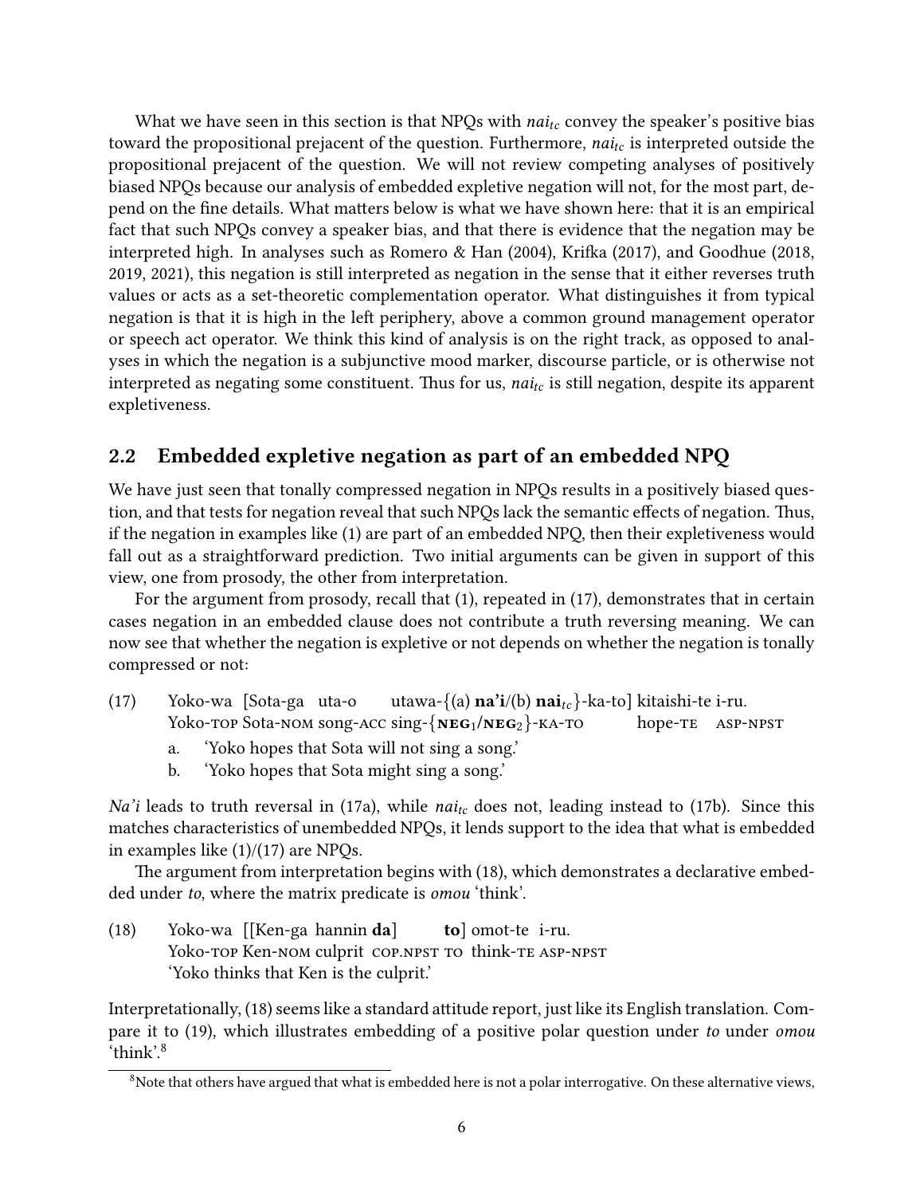What we have seen in this section is that NPQs with $nai_{tc}$ convey the speaker's positive bias toward the propositional prejacent of the question. Furthermore, $nai_{tc}$ is interpreted outside the propositional prejacent of the question. We will not review competing analyses of positively biased NPQs because our analysis of embedded expletive negation will not, for the most part, depend on the fine details. What matters below is what we have shown here: that it is an empirical fact that such NPQs convey a speaker bias, and that there is evidence that the negation may be interpreted high. In analyses such as Romero & Han (2004), Krifka (2017), and Goodhue (2018, 2019, 2021), this negation is still interpreted as negation in the sense that it either reverses truth values or acts as a set-theoretic complementation operator. What distinguishes it from typical negation is that it is high in the left periphery, above a common ground management operator or speech act operator. We think this kind of analysis is on the right track, as opposed to analyses in which the negation is a subjunctive mood marker, discourse particle, or is otherwise not interpreted as negating some constituent. Thus for us, $nai_{tc}$ is still negation, despite its apparent expletiveness.

## 2.2 Embedded expletive negation as part of an embedded NPQ

We have just seen that tonally compressed negation in NPQs results in a positively biased question, and that tests for negation reveal that such NPQs lack the semantic effects of negation. Thus, if the negation in examples like (1) are part of an embedded NPQ, then their expletiveness would fall out as a straightforward prediction. Two initial arguments can be given in support of this view, one from prosody, the other from interpretation.

For the argument from prosody, recall that (1), repeated in (17), demonstrates that in certain cases negation in an embedded clause does not contribute a truth reversing meaning. We can now see that whether the negation is expletive or not depends on whether the negation is tonally compressed or not:

(17) Yoko-wa [Sota-ga uta-o utawa-{(a) **na'i**/(b) $\mathbf{nai}_{tc}$}-ka-to] kitaishi-te i-ru.
Yoko-TOP Sota-NOM song-ACC sing-{$\mathbf{NEG}_1$/$\mathbf{NEG}_2$}-KA-TO hope-TE ASP-NPST

a. 'Yoko hopes that Sota will not sing a song.'

b. 'Yoko hopes that Sota might sing a song.'

*Na'i* leads to truth reversal in (17a), while $nai_{tc}$ does not, leading instead to (17b). Since this matches characteristics of unembedded NPQs, it lends support to the idea that what is embedded in examples like (1)/(17) are NPQs.

The argument from interpretation begins with (18), which demonstrates a declarative embedded under *to*, where the matrix predicate is *omou* 'think'.

(18) Yoko-wa [[Ken-ga hannin **da**] **to**] omot-te i-ru.
Yoko-TOP Ken-NOM culprit COP.NPST TO think-TE ASP-NPST
'Yoko thinks that Ken is the culprit.'

Interpretationally, (18) seems like a standard attitude report, just like its English translation. Compare it to (19), which illustrates embedding of a positive polar question under *to* under *omou* 'think'.[8]

[8] Note that others have argued that what is embedded here is not a polar interrogative. On these alternative views,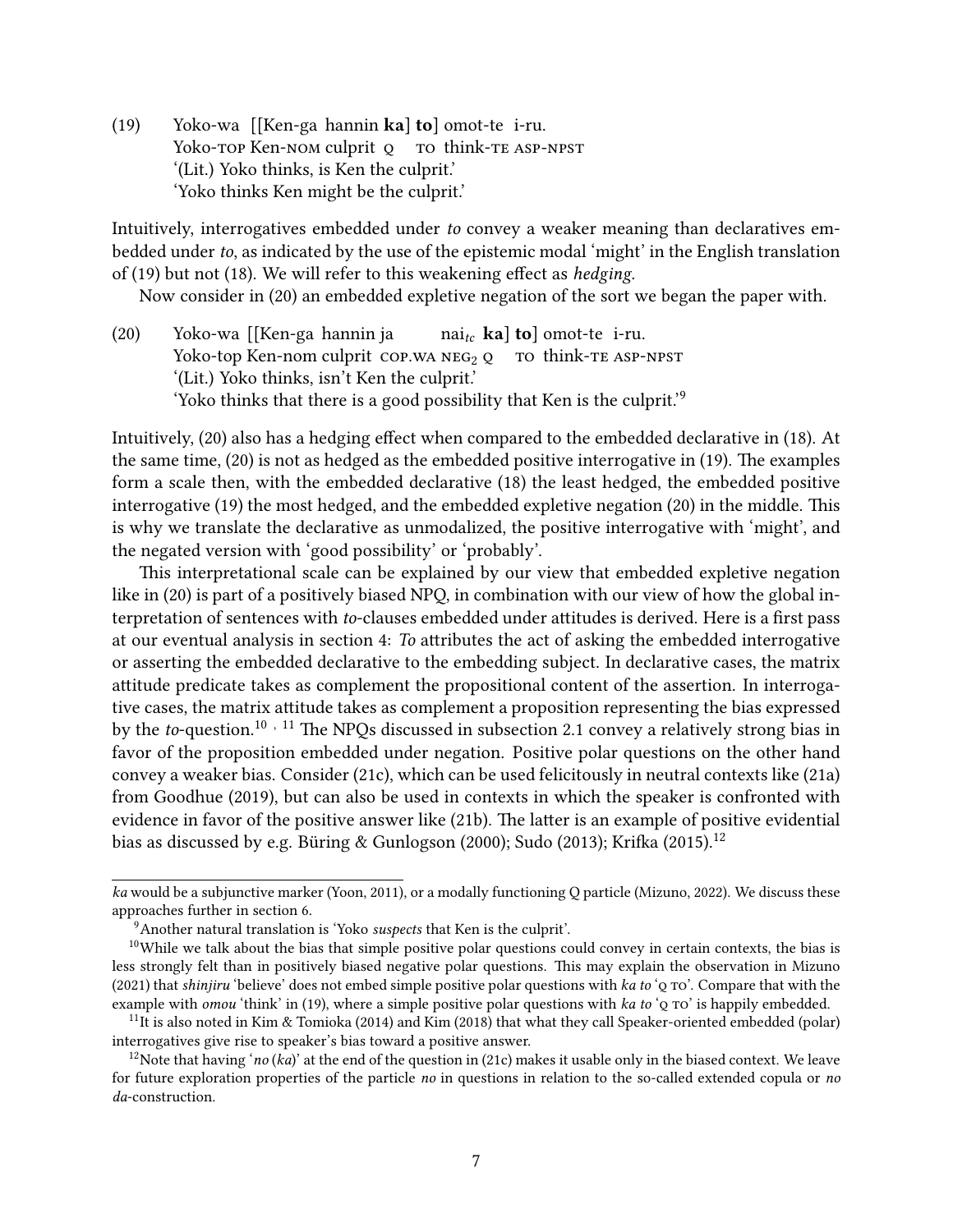(19) Yoko-wa [[Ken-ga hannin **ka**] **to**] omot-te i-ru.
 Yoko-TOP Ken-NOM culprit Q TO think-TE ASP-NPST
 '(Lit.) Yoko thinks, is Ken the culprit.'
 'Yoko thinks Ken might be the culprit.'

Intuitively, interrogatives embedded under *to* convey a weaker meaning than declaratives embedded under *to*, as indicated by the use of the epistemic modal 'might' in the English translation of (19) but not (18). We will refer to this weakening effect as *hedging*.

Now consider in (20) an embedded expletive negation of the sort we began the paper with.

(20) Yoko-wa [[Ken-ga hannin ja nai$_{tc}$ **ka**] **to**] omot-te i-ru.
 Yoko-top Ken-nom culprit COP.WA NEG$_2$ Q TO think-TE ASP-NPST
 '(Lit.) Yoko thinks, isn't Ken the culprit.'
 'Yoko thinks that there is a good possibility that Ken is the culprit.'[9]

Intuitively, (20) also has a hedging effect when compared to the embedded declarative in (18). At the same time, (20) is not as hedged as the embedded positive interrogative in (19). The examples form a scale then, with the embedded declarative (18) the least hedged, the embedded positive interrogative (19) the most hedged, and the embedded expletive negation (20) in the middle. This is why we translate the declarative as unmodalized, the positive interrogative with 'might', and the negated version with 'good possibility' or 'probably'.

This interpretational scale can be explained by our view that embedded expletive negation like in (20) is part of a positively biased NPQ, in combination with our view of how the global interpretation of sentences with *to*-clauses embedded under attitudes is derived. Here is a first pass at our eventual analysis in section 4: *To* attributes the act of asking the embedded interrogative or asserting the embedded declarative to the embedding subject. In declarative cases, the matrix attitude predicate takes as complement the propositional content of the assertion. In interrogative cases, the matrix attitude takes as complement a proposition representing the bias expressed by the *to*-question.[10, 11] The NPQs discussed in subsection 2.1 convey a relatively strong bias in favor of the proposition embedded under negation. Positive polar questions on the other hand convey a weaker bias. Consider (21c), which can be used felicitously in neutral contexts like (21a) from Goodhue (2019), but can also be used in contexts in which the speaker is confronted with evidence in favor of the positive answer like (21b). The latter is an example of positive evidential bias as discussed by e.g. Büring & Gunlogson (2000); Sudo (2013); Krifka (2015).[12]

---

*ka* would be a subjunctive marker (Yoon, 2011), or a modally functioning Q particle (Mizuno, 2022). We discuss these approaches further in section 6.

[9] Another natural translation is 'Yoko *suspects* that Ken is the culprit'.

[10] While we talk about the bias that simple positive polar questions could convey in certain contexts, the bias is less strongly felt than in positively biased negative polar questions. This may explain the observation in Mizuno (2021) that *shinjiru* 'believe' does not embed simple positive polar questions with *ka to* 'Q TO'. Compare that with the example with *omou* 'think' in (19), where a simple positive polar questions with *ka to* 'Q TO' is happily embedded.

[11] It is also noted in Kim & Tomioka (2014) and Kim (2018) that what they call Speaker-oriented embedded (polar) interrogatives give rise to speaker's bias toward a positive answer.

[12] Note that having '*no* (*ka*)' at the end of the question in (21c) makes it usable only in the biased context. We leave for future exploration properties of the particle *no* in questions in relation to the so-called extended copula or *no da*-construction.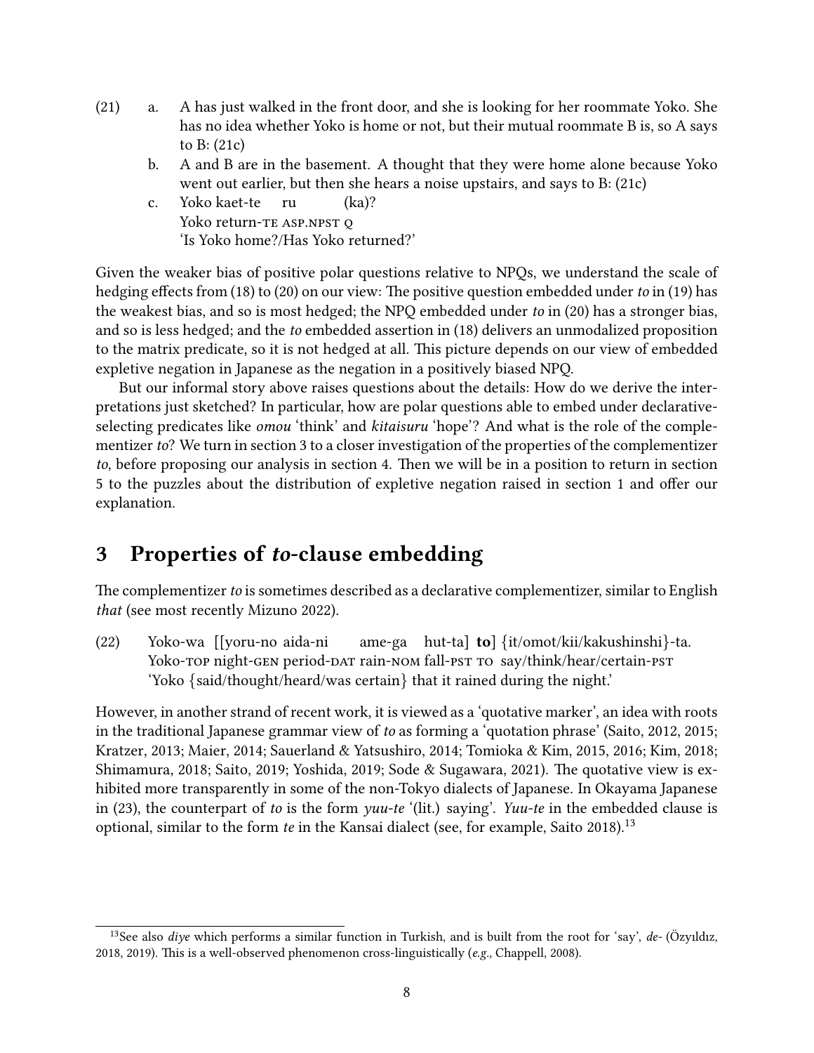(21) a. A has just walked in the front door, and she is looking for her roommate Yoko. She has no idea whether Yoko is home or not, but their mutual roommate B is, so A says to B: (21c)

b. A and B are in the basement. A thought that they were home alone because Yoko went out earlier, but then she hears a noise upstairs, and says to B: (21c)

c. Yoko kaet-te ru (ka)?
Yoko return-TE ASP.NPST Q
'Is Yoko home?/Has Yoko returned?'

Given the weaker bias of positive polar questions relative to NPQs, we understand the scale of hedging effects from (18) to (20) on our view: The positive question embedded under *to* in (19) has the weakest bias, and so is most hedged; the NPQ embedded under *to* in (20) has a stronger bias, and so is less hedged; and the *to* embedded assertion in (18) delivers an unmodalized proposition to the matrix predicate, so it is not hedged at all. This picture depends on our view of embedded expletive negation in Japanese as the negation in a positively biased NPQ.

But our informal story above raises questions about the details: How do we derive the interpretations just sketched? In particular, how are polar questions able to embed under declarative-selecting predicates like *omou* 'think' and *kitaisuru* 'hope'? And what is the role of the complementizer *to*? We turn in section 3 to a closer investigation of the properties of the complementizer *to*, before proposing our analysis in section 4. Then we will be in a position to return in section 5 to the puzzles about the distribution of expletive negation raised in section 1 and offer our explanation.

# 3 Properties of *to*-clause embedding

The complementizer *to* is sometimes described as a declarative complementizer, similar to English *that* (see most recently Mizuno 2022).

(22) Yoko-wa [[yoru-no aida-ni ame-ga hut-ta] **to**] {it/omot/kii/kakushinshi}-ta.
Yoko-TOP night-GEN period-DAT rain-NOM fall-PST TO say/think/hear/certain-PST
'Yoko {said/thought/heard/was certain} that it rained during the night.'

However, in another strand of recent work, it is viewed as a 'quotative marker', an idea with roots in the traditional Japanese grammar view of *to* as forming a 'quotation phrase' (Saito, 2012, 2015; Kratzer, 2013; Maier, 2014; Sauerland & Yatsushiro, 2014; Tomioka & Kim, 2015, 2016; Kim, 2018; Shimamura, 2018; Saito, 2019; Yoshida, 2019; Sode & Sugawara, 2021). The quotative view is exhibited more transparently in some of the non-Tokyo dialects of Japanese. In Okayama Japanese in (23), the counterpart of *to* is the form *yuu-te* '(lit.) saying'. *Yuu-te* in the embedded clause is optional, similar to the form *te* in the Kansai dialect (see, for example, Saito 2018).[13]

[13] See also *diye* which performs a similar function in Turkish, and is built from the root for 'say', *de-* (Özyıldız, 2018, 2019). This is a well-observed phenomenon cross-linguistically (*e.g.,* Chappell, 2008).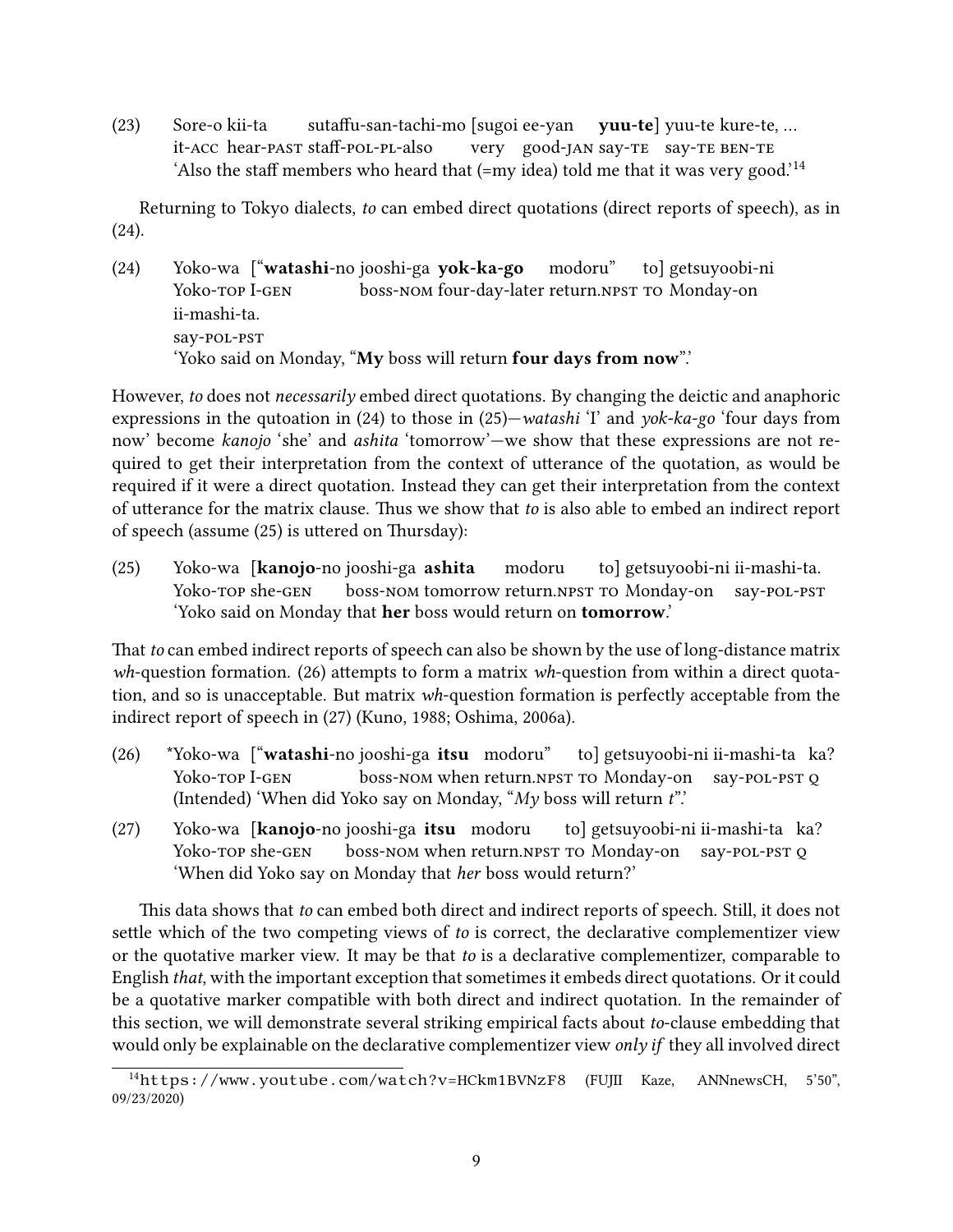(23) Sore-o kii-ta sutaffu-san-tachi-mo [sugoi ee-yan **yuu-te**] yuu-te kure-te, ...
it-ACC hear-PAST staff-POL-PL-also very good-JAN say-TE say-TE BEN-TE
'Also the staff members who heard that (=my idea) told me that it was very good.'[14]

Returning to Tokyo dialects, *to* can embed direct quotations (direct reports of speech), as in (24).

(24) Yoko-wa ["**watashi**-no jooshi-ga **yok-ka-go** modoru" to] getsuyoobi-ni ii-mashi-ta.
Yoko-TOP I-GEN boss-NOM four-day-later return.NPST TO Monday-on say-POL-PST
'Yoko said on Monday, "**My** boss will return **four days from now**".'

However, *to* does not *necessarily* embed direct quotations. By changing the deictic and anaphoric expressions in the qutoation in (24) to those in (25)—*watashi* 'I' and *yok-ka-go* 'four days from now' become *kanojo* 'she' and *ashita* 'tomorrow'—we show that these expressions are not required to get their interpretation from the context of utterance of the quotation, as would be required if it were a direct quotation. Instead they can get their interpretation from the context of utterance for the matrix clause. Thus we show that *to* is also able to embed an indirect report of speech (assume (25) is uttered on Thursday):

(25) Yoko-wa [**kanojo**-no jooshi-ga **ashita** modoru to] getsuyoobi-ni ii-mashi-ta.
Yoko-TOP she-GEN boss-NOM tomorrow return.NPST TO Monday-on say-POL-PST
'Yoko said on Monday that **her** boss would return on **tomorrow**.'

That *to* can embed indirect reports of speech can also be shown by the use of long-distance matrix *wh*-question formation. (26) attempts to form a matrix *wh*-question from within a direct quotation, and so is unacceptable. But matrix *wh*-question formation is perfectly acceptable from the indirect report of speech in (27) (Kuno, 1988; Oshima, 2006a).

(26) *Yoko-wa ["**watashi**-no jooshi-ga **itsu** modoru" to] getsuyoobi-ni ii-mashi-ta ka?
Yoko-TOP I-GEN boss-NOM when return.NPST TO Monday-on say-POL-PST Q
(Intended) 'When did Yoko say on Monday, "*My* boss will return *t*".'

(27) Yoko-wa [**kanojo**-no jooshi-ga **itsu** modoru to] getsuyoobi-ni ii-mashi-ta ka?
Yoko-TOP she-GEN boss-NOM when return.NPST TO Monday-on say-POL-PST Q
'When did Yoko say on Monday that *her* boss would return?'

This data shows that *to* can embed both direct and indirect reports of speech. Still, it does not settle which of the two competing views of *to* is correct, the declarative complementizer view or the quotative marker view. It may be that *to* is a declarative complementizer, comparable to English *that*, with the important exception that sometimes it embeds direct quotations. Or it could be a quotative marker compatible with both direct and indirect quotation. In the remainder of this section, we will demonstrate several striking empirical facts about *to*-clause embedding that would only be explainable on the declarative complementizer view *only if* they all involved direct

[14] https://www.youtube.com/watch?v=HCkm1BVNzF8 (FUJII Kaze, ANNnewsCH, 5'50", 09/23/2020)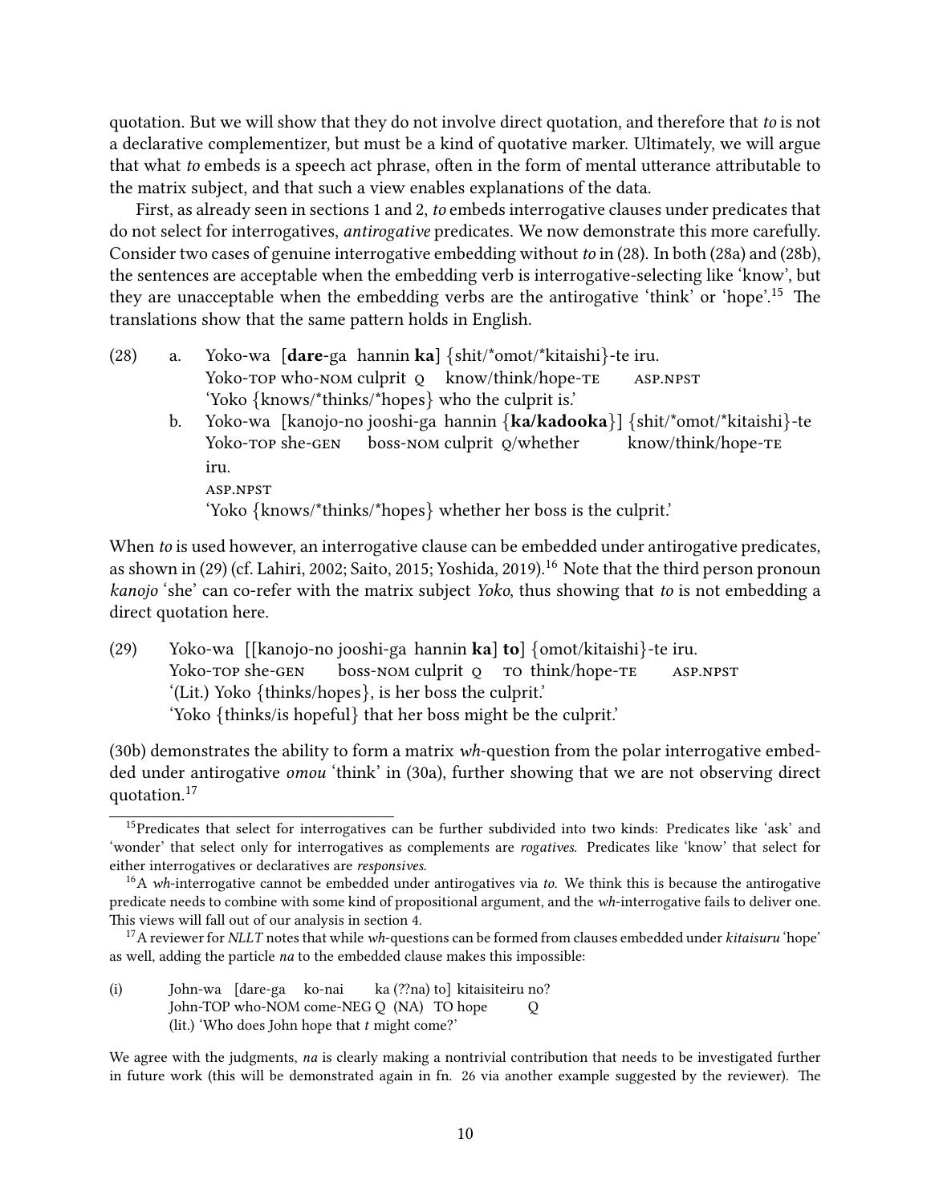quotation. But we will show that they do not involve direct quotation, and therefore that *to* is not a declarative complementizer, but must be a kind of quotative marker. Ultimately, we will argue that what *to* embeds is a speech act phrase, often in the form of mental utterance attributable to the matrix subject, and that such a view enables explanations of the data.

First, as already seen in sections 1 and 2, *to* embeds interrogative clauses under predicates that do not select for interrogatives, *antirogative* predicates. We now demonstrate this more carefully. Consider two cases of genuine interrogative embedding without *to* in (28). In both (28a) and (28b), the sentences are acceptable when the embedding verb is interrogative-selecting like 'know', but they are unacceptable when the embedding verbs are the antirogative 'think' or 'hope'.[15] The translations show that the same pattern holds in English.

(28) a. Yoko-wa [**dare**-ga hannin **ka**] {shit/\*omot/\*kitaishi}-te iru.
Yoko-TOP who-NOM culprit Q know/think/hope-TE ASP.NPST
'Yoko {knows/\*thinks/\*hopes} who the culprit is.'

b. Yoko-wa [kanojo-no jooshi-ga hannin {**ka/kadooka**}] {shit/\*omot/\*kitaishi}-te iru.
Yoko-TOP she-GEN boss-NOM culprit Q/whether know/think/hope-TE ASP.NPST
'Yoko {knows/\*thinks/\*hopes} whether her boss is the culprit.'

When *to* is used however, an interrogative clause can be embedded under antirogative predicates, as shown in (29) (cf. Lahiri, 2002; Saito, 2015; Yoshida, 2019).[16] Note that the third person pronoun *kanojo* 'she' can co-refer with the matrix subject *Yoko*, thus showing that *to* is not embedding a direct quotation here.

(29) Yoko-wa [[kanojo-no jooshi-ga hannin **ka**] **to**] {omot/kitaishi}-te iru.
Yoko-TOP she-GEN boss-NOM culprit Q TO think/hope-TE ASP.NPST
'(Lit.) Yoko {thinks/hopes}, is her boss the culprit.'
'Yoko {thinks/is hopeful} that her boss might be the culprit.'

(30b) demonstrates the ability to form a matrix *wh*-question from the polar interrogative embedded under antirogative *omou* 'think' in (30a), further showing that we are not observing direct quotation.[17]

---

[15] Predicates that select for interrogatives can be further subdivided into two kinds: Predicates like 'ask' and 'wonder' that select only for interrogatives as complements are *rogatives*. Predicates like 'know' that select for either interrogatives or declaratives are *responsives*.

[16] A *wh*-interrogative cannot be embedded under antirogatives via *to*. We think this is because the antirogative predicate needs to combine with some kind of propositional argument, and the *wh*-interrogative fails to deliver one. This views will fall out of our analysis in section 4.

[17] A reviewer for *NLLT* notes that while *wh*-questions can be formed from clauses embedded under *kitaisuru* 'hope' as well, adding the particle *na* to the embedded clause makes this impossible:

(i) John-wa [dare-ga ko-nai ka (??na) to] kitaisiteiru no?
John-TOP who-NOM come-NEG Q (NA) TO hope Q
(lit.) 'Who does John hope that *t* might come?'

We agree with the judgments, *na* is clearly making a nontrivial contribution that needs to be investigated further in future work (this will be demonstrated again in fn. 26 via another example suggested by the reviewer). The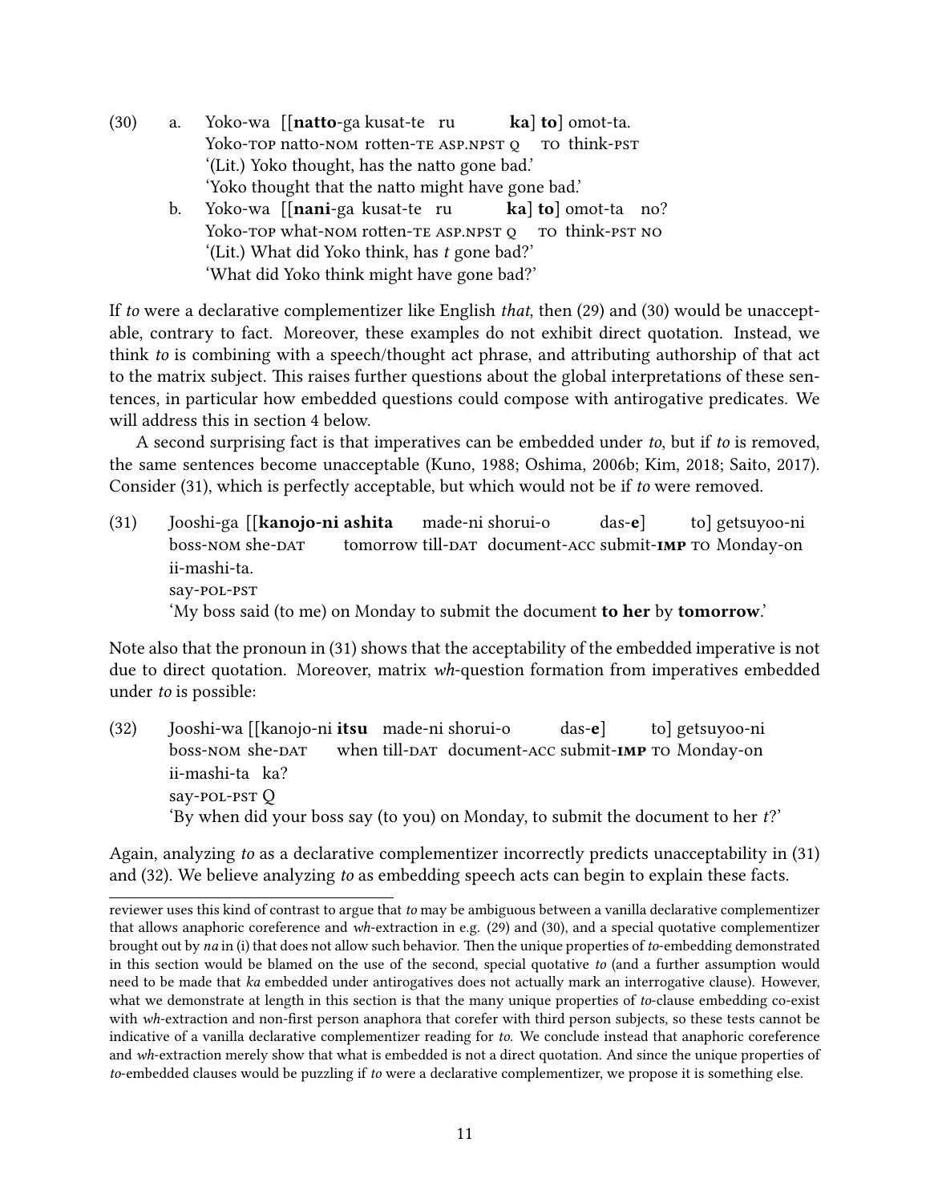(30) a. Yoko-wa [[**natto**-ga kusat-te ru **ka**] **to**] omot-ta.
Yoko-TOP natto-NOM rotten-TE ASP.NPST Q TO think-PST
'(Lit.) Yoko thought, has the natto gone bad.'
'Yoko thought that the natto might have gone bad.'

b. Yoko-wa [[**nani**-ga kusat-te ru **ka**] **to**] omot-ta no?
Yoko-TOP what-NOM rotten-TE ASP.NPST Q TO think-PST NO
'(Lit.) What did Yoko think, has *t* gone bad?'
'What did Yoko think might have gone bad?'

If *to* were a declarative complementizer like English *that*, then (29) and (30) would be unacceptable, contrary to fact. Moreover, these examples do not exhibit direct quotation. Instead, we think *to* is combining with a speech/thought act phrase, and attributing authorship of that act to the matrix subject. This raises further questions about the global interpretations of these sentences, in particular how embedded questions could compose with antirogative predicates. We will address this in section 4 below.

A second surprising fact is that imperatives can be embedded under *to*, but if *to* is removed, the same sentences become unacceptable (Kuno, 1988; Oshima, 2006b; Kim, 2018; Saito, 2017). Consider (31), which is perfectly acceptable, but which would not be if *to* were removed.

(31) Jooshi-ga [[**kanojo-ni ashita** made-ni shorui-o das-**e**] to] getsuyoo-ni ii-mashi-ta.
boss-NOM she-DAT tomorrow till-DAT document-ACC submit-**IMP** TO Monday-on say-POL-PST
'My boss said (to me) on Monday to submit the document **to her** by **tomorrow**.'

Note also that the pronoun in (31) shows that the acceptability of the embedded imperative is not due to direct quotation. Moreover, matrix *wh*-question formation from imperatives embedded under *to* is possible:

(32) Jooshi-wa [[kanojo-ni **itsu** made-ni shorui-o das-**e**] to] getsuyoo-ni ii-mashi-ta ka?
boss-NOM she-DAT when till-DAT document-ACC submit-**IMP** TO Monday-on say-POL-PST Q
'By when did your boss say (to you) on Monday, to submit the document to her *t*?'

Again, analyzing *to* as a declarative complementizer incorrectly predicts unacceptability in (31) and (32). We believe analyzing *to* as embedding speech acts can begin to explain these facts.

---

reviewer uses this kind of contrast to argue that *to* may be ambiguous between a vanilla declarative complementizer that allows anaphoric coreference and *wh*-extraction in e.g. (29) and (30), and a special quotative complementizer brought out by *na* in (i) that does not allow such behavior. Then the unique properties of *to*-embedding demonstrated in this section would be blamed on the use of the second, special quotative *to* (and a further assumption would need to be made that *ka* embedded under antirogatives does not actually mark an interrogative clause). However, what we demonstrate at length in this section is that the many unique properties of *to*-clause embedding co-exist with *wh*-extraction and non-first person anaphora that corefer with third person subjects, so these tests cannot be indicative of a vanilla declarative complementizer reading for *to*. We conclude instead that anaphoric coreference and *wh*-extraction merely show that what is embedded is not a direct quotation. And since the unique properties of *to*-embedded clauses would be puzzling if *to* were a declarative complementizer, we propose it is something else.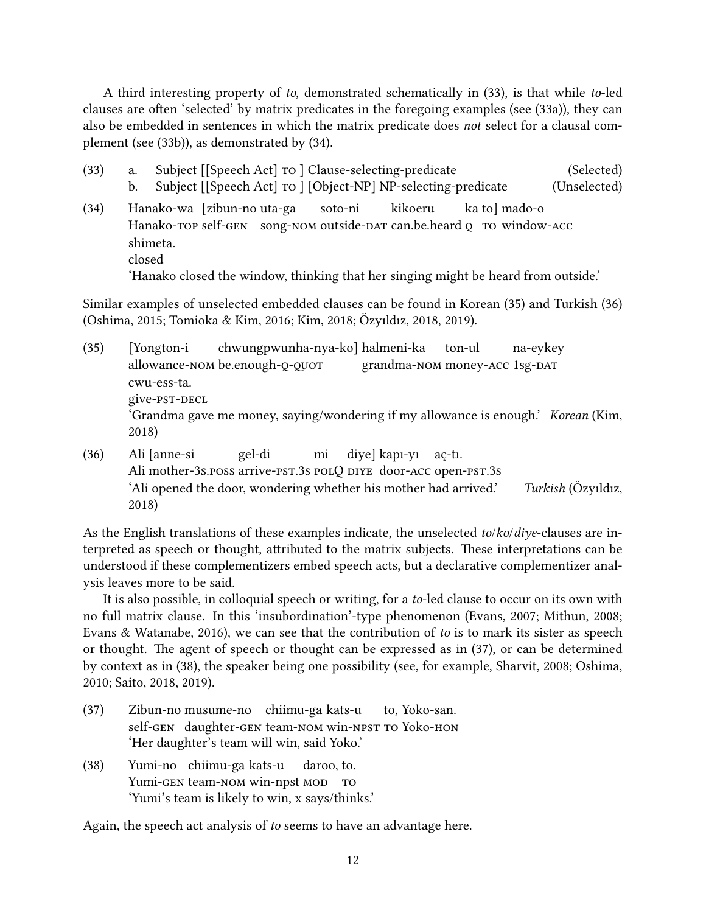A third interesting property of *to*, demonstrated schematically in (33), is that while *to*-led clauses are often 'selected' by matrix predicates in the foregoing examples (see (33a)), they can also be embedded in sentences in which the matrix predicate does *not* select for a clausal complement (see (33b)), as demonstrated by (34).

(33) a. Subject [[Speech Act] TO ] Clause-selecting-predicate (Selected)
b. Subject [[Speech Act] TO ] [Object-NP] NP-selecting-predicate (Unselected)

(34) Hanako-wa [zibun-no uta-ga soto-ni kikoeru ka to] mado-o shimeta.
Hanako-TOP self-GEN song-NOM outside-DAT can.be.heard Q TO window-ACC closed
'Hanako closed the window, thinking that her singing might be heard from outside.'

Similar examples of unselected embedded clauses can be found in Korean (35) and Turkish (36) (Oshima, 2015; Tomioka & Kim, 2016; Kim, 2018; Özyıldız, 2018, 2019).

(35) [Yongton-i chwungpwunha-nya-ko] halmeni-ka ton-ul na-eykey cwu-ess-ta.
allowance-NOM be.enough-Q-QUOT grandma-NOM money-ACC 1sg-DAT give-PST-DECL
'Grandma gave me money, saying/wondering if my allowance is enough.' *Korean* (Kim, 2018)

(36) Ali [anne-si gel-di mi diye] kapı-yı aç-tı.
Ali mother-3S.POSS arrive-PST.3S POLQ DIYE door-ACC open-PST.3S
'Ali opened the door, wondering whether his mother had arrived.' *Turkish* (Özyıldız, 2018)

As the English translations of these examples indicate, the unselected *to*/*ko*/*diye*-clauses are interpreted as speech or thought, attributed to the matrix subjects. These interpretations can be understood if these complementizers embed speech acts, but a declarative complementizer analysis leaves more to be said.

It is also possible, in colloquial speech or writing, for a *to*-led clause to occur on its own with no full matrix clause. In this 'insubordination'-type phenomenon (Evans, 2007; Mithun, 2008; Evans & Watanabe, 2016), we can see that the contribution of *to* is to mark its sister as speech or thought. The agent of speech or thought can be expressed as in (37), or can be determined by context as in (38), the speaker being one possibility (see, for example, Sharvit, 2008; Oshima, 2010; Saito, 2018, 2019).

(37) Zibun-no musume-no chiimu-ga kats-u to, Yoko-san.
self-GEN daughter-GEN team-NOM win-NPST TO Yoko-HON
'Her daughter's team will win, said Yoko.'

(38) Yumi-no chiimu-ga kats-u daroo, to.
Yumi-GEN team-NOM win-npst MOD TO
'Yumi's team is likely to win, x says/thinks.'

Again, the speech act analysis of *to* seems to have an advantage here.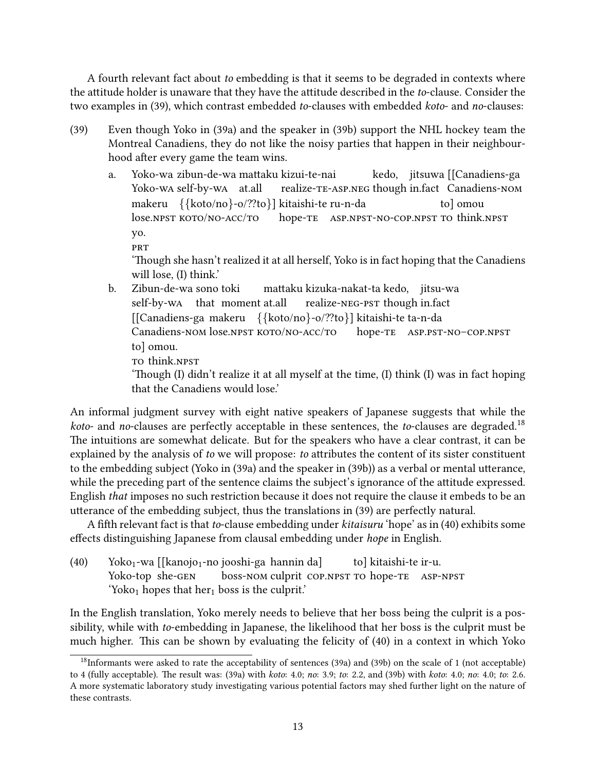A fourth relevant fact about *to* embedding is that it seems to be degraded in contexts where the attitude holder is unaware that they have the attitude described in the *to*-clause. Consider the two examples in (39), which contrast embedded *to*-clauses with embedded *koto*- and *no*-clauses:

(39) Even though Yoko in (39a) and the speaker in (39b) support the NHL hockey team the Montreal Canadiens, they do not like the noisy parties that happen in their neighbourhood after every game the team wins.

a. Yoko-wa zibun-de-wa mattaku kizui-te-nai kedo, jitsuwa [[Canadiens-ga makeru {{koto/no}-o/??to}] kitaishi-te ru-n-da to] omou yo.
   Yoko-WA self-by-WA at.all realize-TE-ASP.NEG though in.fact Canadiens-NOM lose.NPST KOTO/NO-ACC/TO hope-TE ASP.NPST-NO-COP.NPST TO think.NPST PRT
   'Though she hasn't realized it at all herself, Yoko is in fact hoping that the Canadiens will lose, (I) think.'

b. Zibun-de-wa sono toki mattaku kizuka-nakat-ta kedo, jitsu-wa [[Canadiens-ga makeru {{koto/no}-o/??to}] kitaishi-te ta-n-da to] omou.
   self-by-WA that moment at.all realize-NEG-PST though in.fact Canadiens-NOM lose.NPST KOTO/NO-ACC/TO hope-TE ASP.PST-NO–COP.NPST TO think.NPST
   'Though (I) didn't realize it at all myself at the time, (I) think (I) was in fact hoping that the Canadiens would lose.'

An informal judgment survey with eight native speakers of Japanese suggests that while the *koto*- and *no*-clauses are perfectly acceptable in these sentences, the *to*-clauses are degraded.[18] The intuitions are somewhat delicate. But for the speakers who have a clear contrast, it can be explained by the analysis of *to* we will propose: *to* attributes the content of its sister constituent to the embedding subject (Yoko in (39a) and the speaker in (39b)) as a verbal or mental utterance, while the preceding part of the sentence claims the subject's ignorance of the attitude expressed. English *that* imposes no such restriction because it does not require the clause it embeds to be an utterance of the embedding subject, thus the translations in (39) are perfectly natural.

A fifth relevant fact is that *to*-clause embedding under *kitaisuru* 'hope' as in (40) exhibits some effects distinguishing Japanese from clausal embedding under *hope* in English.

(40) Yoko$_1$-wa [[kanojo$_1$-no jooshi-ga hannin da] to] kitaishi-te ir-u.
   Yoko-TOP she-GEN boss-NOM culprit COP.NPST TO hope-TE ASP-NPST
   'Yoko$_1$ hopes that her$_1$ boss is the culprit.'

In the English translation, Yoko merely needs to believe that her boss being the culprit is a possibility, while with *to*-embedding in Japanese, the likelihood that her boss is the culprit must be much higher. This can be shown by evaluating the felicity of (40) in a context in which Yoko

---

[18] Informants were asked to rate the acceptability of sentences (39a) and (39b) on the scale of 1 (not acceptable) to 4 (fully acceptable). The result was: (39a) with *koto*: 4.0; *no*: 3.9; *to*: 2.2, and (39b) with *koto*: 4.0; *no*: 4.0; *to*: 2.6. A more systematic laboratory study investigating various potential factors may shed further light on the nature of these contrasts.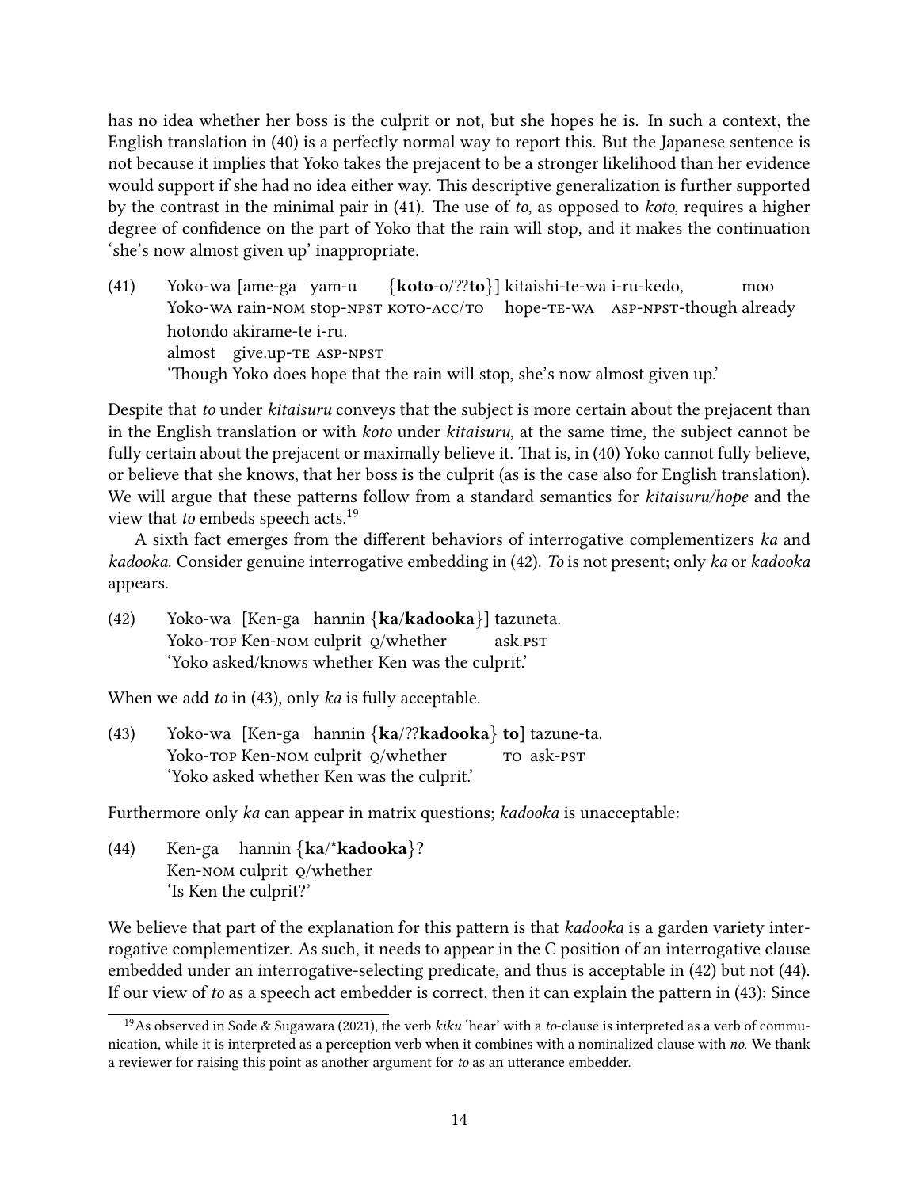has no idea whether her boss is the culprit or not, but she hopes he is. In such a context, the English translation in (40) is a perfectly normal way to report this. But the Japanese sentence is not because it implies that Yoko takes the prejacent to be a stronger likelihood than her evidence would support if she had no idea either way. This descriptive generalization is further supported by the contrast in the minimal pair in (41). The use of *to*, as opposed to *koto*, requires a higher degree of confidence on the part of Yoko that the rain will stop, and it makes the continuation 'she's now almost given up' inappropriate.

(41) Yoko-wa [ame-ga yam-u {**koto**-o/??**to**}] kitaishi-te-wa i-ru-kedo, moo
Yoko-WA rain-NOM stop-NPST KOTO-ACC/TO hope-TE-WA ASP-NPST-though already
hotondo akirame-te i-ru.
almost give.up-TE ASP-NPST
'Though Yoko does hope that the rain will stop, she's now almost given up.'

Despite that *to* under *kitaisuru* conveys that the subject is more certain about the prejacent than in the English translation or with *koto* under *kitaisuru*, at the same time, the subject cannot be fully certain about the prejacent or maximally believe it. That is, in (40) Yoko cannot fully believe, or believe that she knows, that her boss is the culprit (as is the case also for English translation). We will argue that these patterns follow from a standard semantics for *kitaisuru/hope* and the view that *to* embeds speech acts.[19]

A sixth fact emerges from the different behaviors of interrogative complementizers *ka* and *kadooka*. Consider genuine interrogative embedding in (42). *To* is not present; only *ka* or *kadooka* appears.

(42) Yoko-wa [Ken-ga hannin {**ka**/**kadooka**}] tazuneta.
Yoko-TOP Ken-NOM culprit Q/whether ask.PST
'Yoko asked/knows whether Ken was the culprit.'

When we add *to* in (43), only *ka* is fully acceptable.

(43) Yoko-wa [Ken-ga hannin {**ka**/??**kadooka**} **to**] tazune-ta.
Yoko-TOP Ken-NOM culprit Q/whether TO ask-PST
'Yoko asked whether Ken was the culprit.'

Furthermore only *ka* can appear in matrix questions; *kadooka* is unacceptable:

(44) Ken-ga hannin {**ka**/\***kadooka**}?
Ken-NOM culprit Q/whether
'Is Ken the culprit?'

We believe that part of the explanation for this pattern is that *kadooka* is a garden variety interrogative complementizer. As such, it needs to appear in the C position of an interrogative clause embedded under an interrogative-selecting predicate, and thus is acceptable in (42) but not (44). If our view of *to* as a speech act embedder is correct, then it can explain the pattern in (43): Since

[19] As observed in Sode & Sugawara (2021), the verb *kiku* 'hear' with a *to*-clause is interpreted as a verb of communication, while it is interpreted as a perception verb when it combines with a nominalized clause with *no*. We thank a reviewer for raising this point as another argument for *to* as an utterance embedder.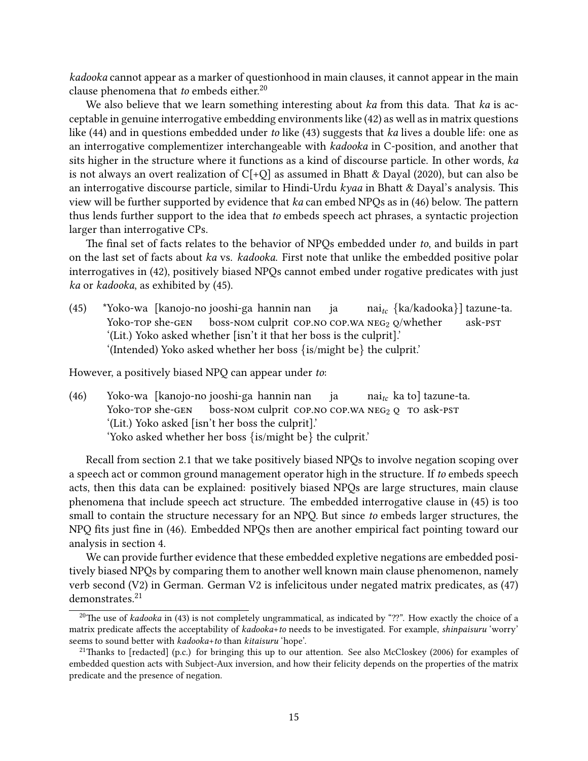*kadooka* cannot appear as a marker of questionhood in main clauses, it cannot appear in the main clause phenomena that *to* embeds either.[20]

We also believe that we learn something interesting about *ka* from this data. That *ka* is acceptable in genuine interrogative embedding environments like (42) as well as in matrix questions like (44) and in questions embedded under *to* like (43) suggests that *ka* lives a double life: one as an interrogative complementizer interchangeable with *kadooka* in C-position, and another that sits higher in the structure where it functions as a kind of discourse particle. In other words, *ka* is not always an overt realization of C[+Q] as assumed in Bhatt & Dayal (2020), but can also be an interrogative discourse particle, similar to Hindi-Urdu *kyaa* in Bhatt & Dayal's analysis. This view will be further supported by evidence that *ka* can embed NPQs as in (46) below. The pattern thus lends further support to the idea that *to* embeds speech act phrases, a syntactic projection larger than interrogative CPs.

The final set of facts relates to the behavior of NPQs embedded under *to*, and builds in part on the last set of facts about *ka* vs. *kadooka*. First note that unlike the embedded positive polar interrogatives in (42), positively biased NPQs cannot embed under rogative predicates with just *ka* or *kadooka*, as exhibited by (45).

(45) \*Yoko-wa [kanojo-no jooshi-ga hannin nan ja $nai_{tc}$ {ka/kadooka}] tazune-ta.
Yoko-TOP she-GEN boss-NOM culprit COP.NO COP.WA $NEG_2$ Q/whether ask-PST
'(Lit.) Yoko asked whether [isn't it that her boss is the culprit].'
'(Intended) Yoko asked whether her boss {is/might be} the culprit.'

However, a positively biased NPQ can appear under *to*:

(46) Yoko-wa [kanojo-no jooshi-ga hannin nan ja $nai_{tc}$ ka to] tazune-ta.
Yoko-TOP she-GEN boss-NOM culprit COP.NO COP.WA $NEG_2$ Q TO ask-PST
'(Lit.) Yoko asked [isn't her boss the culprit].'
'Yoko asked whether her boss {is/might be} the culprit.'

Recall from section 2.1 that we take positively biased NPQs to involve negation scoping over a speech act or common ground management operator high in the structure. If *to* embeds speech acts, then this data can be explained: positively biased NPQs are large structures, main clause phenomena that include speech act structure. The embedded interrogative clause in (45) is too small to contain the structure necessary for an NPQ. But since *to* embeds larger structures, the NPQ fits just fine in (46). Embedded NPQs then are another empirical fact pointing toward our analysis in section 4.

We can provide further evidence that these embedded expletive negations are embedded positively biased NPQs by comparing them to another well known main clause phenomenon, namely verb second (V2) in German. German V2 is infelicitous under negated matrix predicates, as (47) demonstrates.[21]

[20] The use of *kadooka* in (43) is not completely ungrammatical, as indicated by "??". How exactly the choice of a matrix predicate affects the acceptability of *kadooka+to* needs to be investigated. For example, *shinpaisuru* 'worry' seems to sound better with *kadooka+to* than *kitaisuru* 'hope'.

[21] Thanks to [redacted] (p.c.) for bringing this up to our attention. See also McCloskey (2006) for examples of embedded question acts with Subject-Aux inversion, and how their felicity depends on the properties of the matrix predicate and the presence of negation.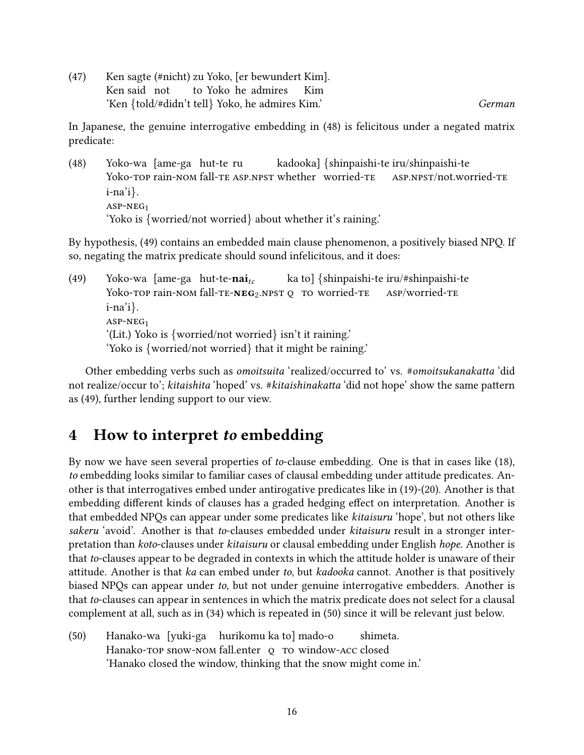(47) Ken sagte (#nicht) zu Yoko, [er bewundert Kim].
Ken said not to Yoko he admires Kim
'Ken {told/#didn't tell} Yoko, he admires Kim.' *German*

In Japanese, the genuine interrogative embedding in (48) is felicitous under a negated matrix predicate:

(48) Yoko-wa [ame-ga hut-te ru kadooka] {shinpaishi-te iru/shinpaishi-te i-na'i}.
Yoko-TOP rain-NOM fall-TE ASP.NPST whether worried-TE ASP.NPST/not.worried-TE ASP-NEG$_1$
'Yoko is {worried/not worried} about whether it's raining.'

By hypothesis, (49) contains an embedded main clause phenomenon, a positively biased NPQ. If so, negating the matrix predicate should sound infelicitous, and it does:

(49) Yoko-wa [ame-ga hut-te-**nai**$_{tc}$ ka to] {shinpaishi-te iru/#shinpaishi-te i-na'i}.
Yoko-TOP rain-NOM fall-TE-**NEG**$_2$.NPST Q TO worried-TE ASP/worried-TE ASP-NEG$_1$
'(Lit.) Yoko is {worried/not worried} isn't it raining.'
'Yoko is {worried/not worried} that it might be raining.'

Other embedding verbs such as *omoitsuita* 'realized/occurred to' vs. #*omoitsukanakatta* 'did not realize/occur to'; *kitaishita* 'hoped' vs. #*kitaishinakatta* 'did not hope' show the same pattern as (49), further lending support to our view.

## 4 How to interpret *to* embedding

By now we have seen several properties of *to*-clause embedding. One is that in cases like (18), *to* embedding looks similar to familiar cases of clausal embedding under attitude predicates. Another is that interrogatives embed under antirogative predicates like in (19)-(20). Another is that embedding different kinds of clauses has a graded hedging effect on interpretation. Another is that embedded NPQs can appear under some predicates like *kitaisuru* 'hope', but not others like *sakeru* 'avoid'. Another is that *to*-clauses embedded under *kitaisuru* result in a stronger interpretation than *koto*-clauses under *kitaisuru* or clausal embedding under English *hope*. Another is that *to*-clauses appear to be degraded in contexts in which the attitude holder is unaware of their attitude. Another is that *ka* can embed under *to*, but *kadooka* cannot. Another is that positively biased NPQs can appear under *to*, but not under genuine interrogative embedders. Another is that *to*-clauses can appear in sentences in which the matrix predicate does not select for a clausal complement at all, such as in (34) which is repeated in (50) since it will be relevant just below.

(50) Hanako-wa [yuki-ga hurikomu ka to] mado-o shimeta.
Hanako-TOP snow-NOM fall.enter Q TO window-ACC closed
'Hanako closed the window, thinking that the snow might come in.'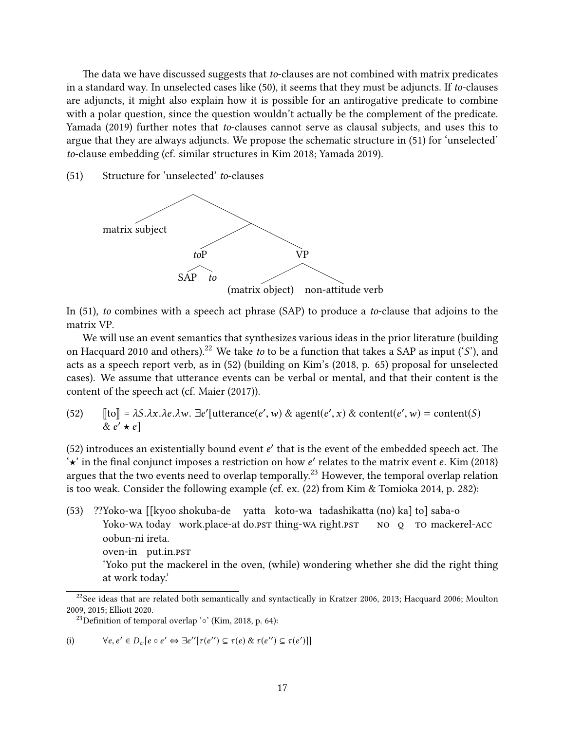The data we have discussed suggests that *to*-clauses are not combined with matrix predicates in a standard way. In unselected cases like (50), it seems that they must be adjuncts. If *to*-clauses are adjuncts, it might also explain how it is possible for an antirogative predicate to combine with a polar question, since the question wouldn't actually be the complement of the predicate. Yamada (2019) further notes that *to*-clauses cannot serve as clausal subjects, and uses this to argue that they are always adjuncts. We propose the schematic structure in (51) for 'unselected' *to*-clause embedding (cf. similar structures in Kim 2018; Yamada 2019).

(51) Structure for 'unselected' *to*-clauses

```
[ matrix subject [ [toP SAP to ] [VP (matrix object) non-attitude verb ] ] ]
```

In (51), *to* combines with a speech act phrase (SAP) to produce a *to*-clause that adjoins to the matrix VP.

We will use an event semantics that synthesizes various ideas in the prior literature (building on Hacquard 2010 and others).[22] We take *to* to be a function that takes a SAP as input ('$S$'), and acts as a speech report verb, as in (52) (building on Kim's (2018, p. 65) proposal for unselected cases). We assume that utterance events can be verbal or mental, and that their content is the content of the speech act (cf. Maier (2017)).

(52) $[\![\text{to}]\!] = \lambda S.\lambda x.\lambda e.\lambda w.\ \exists e'[\text{utterance}(e', w)\ \&\ \text{agent}(e', x)\ \&\ \text{content}(e', w) = \text{content}(S)\ \&\ e' \star e]$

(52) introduces an existentially bound event $e'$ that is the event of the embedded speech act. The '$\star$' in the final conjunct imposes a restriction on how $e'$ relates to the matrix event $e$. Kim (2018) argues that the two events need to overlap temporally.[23] However, the temporal overlap relation is too weak. Consider the following example (cf. ex. (22) from Kim & Tomioka 2014, p. 282):

(53) ??Yoko-wa [[kyoo shokuba-de yatta koto-wa tadashikatta (no) ka] to] saba-o oobun-ni ireta.
Yoko-WA today work.place-at do.PST thing-WA right.PST NO Q TO mackerel-ACC oven-in put.in.PST
'Yoko put the mackerel in the oven, (while) wondering whether she did the right thing at work today.'

---

[22] See ideas that are related both semantically and syntactically in Kratzer 2006, 2013; Hacquard 2006; Moulton 2009, 2015; Elliott 2020.

[23] Definition of temporal overlap '$\circ$' (Kim, 2018, p. 64):

(i) $\forall e, e' \in D_v[e \circ e' \Leftrightarrow \exists e''[\tau(e'') \subseteq \tau(e)\ \&\ \tau(e'') \subseteq \tau(e')]]$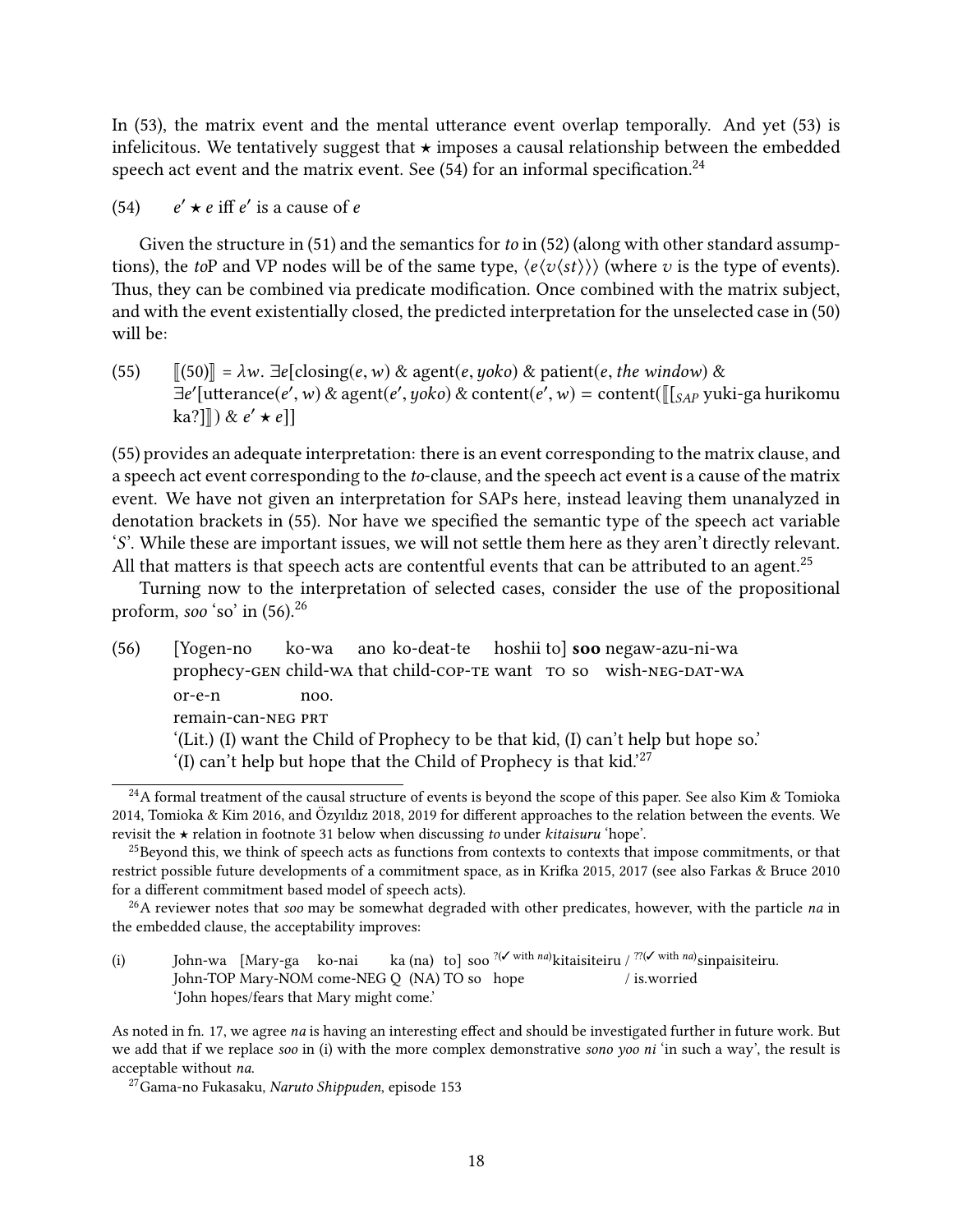In (53), the matrix event and the mental utterance event overlap temporally. And yet (53) is infelicitous. We tentatively suggest that $\star$ imposes a causal relationship between the embedded speech act event and the matrix event. See (54) for an informal specification.[24]

(54) $e' \star e$ iff $e'$ is a cause of $e$

Given the structure in (51) and the semantics for *to* in (52) (along with other standard assumptions), the *to*P and VP nodes will be of the same type, $\langle e\langle v\langle st\rangle\rangle\rangle$ (where $v$ is the type of events). Thus, they can be combined via predicate modification. Once combined with the matrix subject, and with the event existentially closed, the predicted interpretation for the unselected case in (50) will be:

(55) $[\![(50)]\!] = \lambda w.\ \exists e[\text{closing}(e, w)\ \&\ \text{agent}(e, \textit{yoko})\ \&\ \text{patient}(e, \textit{the window})\ \&$
$\exists e'[\text{utterance}(e', w)\ \&\ \text{agent}(e', \textit{yoko})\ \&\ \text{content}(e', w) = \text{content}([\![[_{SAP}\ \text{yuki-ga hurikomu ka?}]]\!])\ \&\ e' \star e]]$

(55) provides an adequate interpretation: there is an event corresponding to the matrix clause, and a speech act event corresponding to the *to*-clause, and the speech act event is a cause of the matrix event. We have not given an interpretation for SAPs here, instead leaving them unanalyzed in denotation brackets in (55). Nor have we specified the semantic type of the speech act variable '$S$'. While these are important issues, we will not settle them here as they aren't directly relevant. All that matters is that speech acts are contentful events that can be attributed to an agent.[25]

Turning now to the interpretation of selected cases, consider the use of the propositional proform, *soo* 'so' in (56).[26]

(56) [Yogen-no ko-wa ano ko-deat-te hoshii to] **soo** negaw-azu-ni-wa
prophecy-GEN child-WA that child-COP-TE want TO so wish-NEG-DAT-WA
or-e-n noo.
remain-can-NEG PRT
'(Lit.) (I) want the Child of Prophecy to be that kid, (I) can't help but hope so.'
'(I) can't help but hope that the Child of Prophecy is that kid.'[27]

---

[24] A formal treatment of the causal structure of events is beyond the scope of this paper. See also Kim & Tomioka 2014, Tomioka & Kim 2016, and Özyıldız 2018, 2019 for different approaches to the relation between the events. We revisit the $\star$ relation in footnote 31 below when discussing *to* under *kitaisuru* 'hope'.

[25] Beyond this, we think of speech acts as functions from contexts to contexts that impose commitments, or that restrict possible future developments of a commitment space, as in Krifka 2015, 2017 (see also Farkas & Bruce 2010 for a different commitment based model of speech acts).

[26] A reviewer notes that *soo* may be somewhat degraded with other predicates, however, with the particle *na* in the embedded clause, the acceptability improves:

(i) John-wa [Mary-ga ko-nai ka (na) to] soo [?(✓ with *na*)]kitaisiteiru / [??(✓ with *na*)]sinpaisiteiru.
John-TOP Mary-NOM come-NEG Q (NA) TO so hope / is.worried
'John hopes/fears that Mary might come.'

As noted in fn. 17, we agree *na* is having an interesting effect and should be investigated further in future work. But we add that if we replace *soo* in (i) with the more complex demonstrative *sono yoo ni* 'in such a way', the result is acceptable without *na*.

[27] Gama-no Fukasaku, *Naruto Shippuden*, episode 153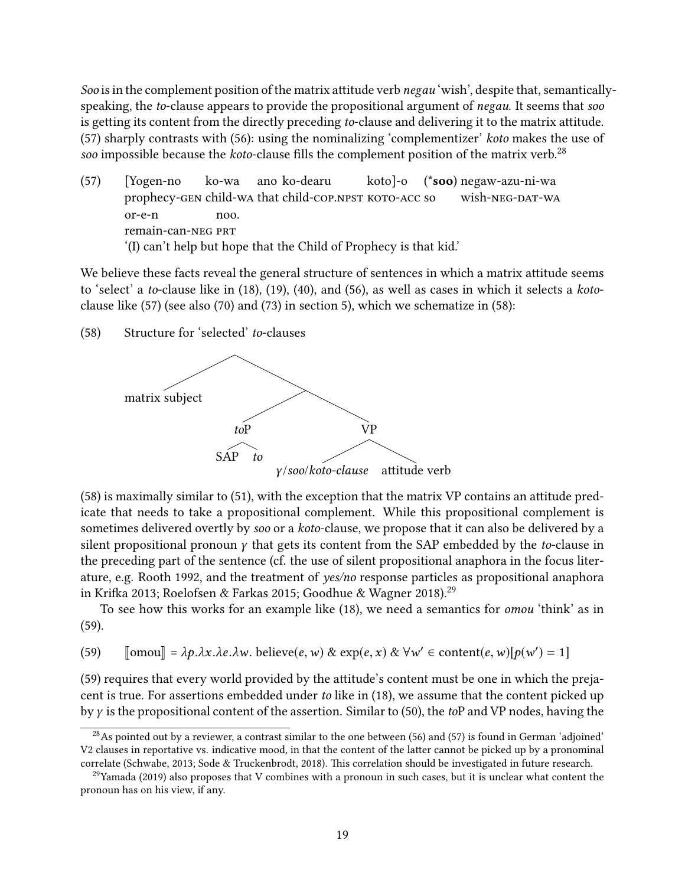*Soo* is in the complement position of the matrix attitude verb *negau* 'wish', despite that, semantically-speaking, the *to*-clause appears to provide the propositional argument of *negau*. It seems that *soo* is getting its content from the directly preceding *to*-clause and delivering it to the matrix attitude. (57) sharply contrasts with (56): using the nominalizing 'complementizer' *koto* makes the use of *soo* impossible because the *koto*-clause fills the complement position of the matrix verb.[28]

(57) [Yogen-no ko-wa ano ko-dearu koto]-o (\***soo**) negaw-azu-ni-wa
prophecy-GEN child-WA that child-COP.NPST KOTO-ACC SO wish-NEG-DAT-WA
or-e-n noo.
remain-can-NEG PRT
'(I) can't help but hope that the Child of Prophecy is that kid.'

We believe these facts reveal the general structure of sentences in which a matrix attitude seems to 'select' a *to*-clause like in (18), (19), (40), and (56), as well as cases in which it selects a *koto*-clause like (57) (see also (70) and (73) in section 5), which we schematize in (58):

(58) Structure for 'selected' *to*-clauses

```
[ matrix subject [ [toP SAP to ] [VP γ/soo/koto-clause  attitude verb ] ] ]
```

(58) is maximally similar to (51), with the exception that the matrix VP contains an attitude predicate that needs to take a propositional complement. While this propositional complement is sometimes delivered overtly by *soo* or a *koto*-clause, we propose that it can also be delivered by a silent propositional pronoun $\gamma$ that gets its content from the SAP embedded by the *to*-clause in the preceding part of the sentence (cf. the use of silent propositional anaphora in the focus literature, e.g. Rooth 1992, and the treatment of *yes/no* response particles as propositional anaphora in Krifka 2013; Roelofsen & Farkas 2015; Goodhue & Wagner 2018).[29]

To see how this works for an example like (18), we need a semantics for *omou* 'think' as in (59).

(59) $[\![\text{omou}]\!] = \lambda p.\lambda x.\lambda e.\lambda w.\ \text{believe}(e,w)\ \&\ \text{exp}(e,x)\ \&\ \forall w' \in \text{content}(e,w)[p(w') = 1]$

(59) requires that every world provided by the attitude's content must be one in which the prejacent is true. For assertions embedded under *to* like in (18), we assume that the content picked up by $\gamma$ is the propositional content of the assertion. Similar to (50), the *to*P and VP nodes, having the

[28] As pointed out by a reviewer, a contrast similar to the one between (56) and (57) is found in German 'adjoined' V2 clauses in reportative vs. indicative mood, in that the content of the latter cannot be picked up by a pronominal correlate (Schwabe, 2013; Sode & Truckenbrodt, 2018). This correlation should be investigated in future research.

[29] Yamada (2019) also proposes that V combines with a pronoun in such cases, but it is unclear what content the pronoun has on his view, if any.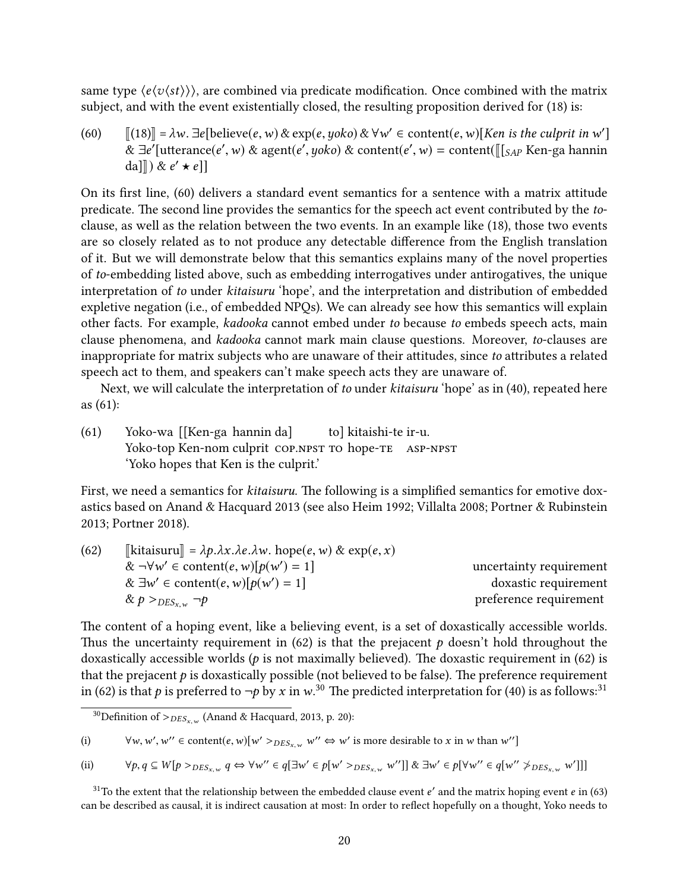same type $\langle e\langle v\langle st\rangle\rangle\rangle$, are combined via predicate modification. Once combined with the matrix subject, and with the event existentially closed, the resulting proposition derived for (18) is:

(60) $[\![(18)]\!] = \lambda w.\ \exists e[\text{believe}(e, w)\ \&\ \text{exp}(e, \textit{yoko})\ \&\ \forall w' \in \text{content}(e, w)[\textit{Ken is the culprit in } w']$ $\&\ \exists e'[\text{utterance}(e', w)\ \&\ \text{agent}(e', \textit{yoko})\ \&\ \text{content}(e', w) = \text{content}([\![ [_{SAP} \text{ Ken-ga hannin da}] ]\!])\ \&\ e' \star e]]$

On its first line, (60) delivers a standard event semantics for a sentence with a matrix attitude predicate. The second line provides the semantics for the speech act event contributed by the *to*-clause, as well as the relation between the two events. In an example like (18), those two events are so closely related as to not produce any detectable difference from the English translation of it. But we will demonstrate below that this semantics explains many of the novel properties of *to*-embedding listed above, such as embedding interrogatives under antirogatives, the unique interpretation of *to* under *kitaisuru* 'hope', and the interpretation and distribution of embedded expletive negation (i.e., of embedded NPQs). We can already see how this semantics will explain other facts. For example, *kadooka* cannot embed under *to* because *to* embeds speech acts, main clause phenomena, and *kadooka* cannot mark main clause questions. Moreover, *to*-clauses are inappropriate for matrix subjects who are unaware of their attitudes, since *to* attributes a related speech act to them, and speakers can't make speech acts they are unaware of.

Next, we will calculate the interpretation of *to* under *kitaisuru* 'hope' as in (40), repeated here as (61):

(61) Yoko-wa [[Ken-ga hannin da] to] kitaishi-te ir-u.
Yoko-top Ken-nom culprit COP.NPST TO hope-TE ASP-NPST
'Yoko hopes that Ken is the culprit.'

First, we need a semantics for *kitaisuru*. The following is a simplified semantics for emotive doxastics based on Anand & Hacquard 2013 (see also Heim 1992; Villalta 2008; Portner & Rubinstein 2013; Portner 2018).

(62) $[\![\text{kitaisuru}]\!] = \lambda p.\lambda x.\lambda e.\lambda w.\ \text{hope}(e, w)\ \&\ \text{exp}(e, x)$
$\&\ \neg\forall w' \in \text{content}(e, w)[p(w') = 1]$ — uncertainty requirement
$\&\ \exists w' \in \text{content}(e, w)[p(w') = 1]$ — doxastic requirement
$\&\ p >_{DES_{x,w}} \neg p$ — preference requirement

The content of a hoping event, like a believing event, is a set of doxastically accessible worlds. Thus the uncertainty requirement in (62) is that the prejacent $p$ doesn't hold throughout the doxastically accessible worlds ($p$ is not maximally believed). The doxastic requirement in (62) is that the prejacent $p$ is doxastically possible (not believed to be false). The preference requirement in (62) is that $p$ is preferred to $\neg p$ by $x$ in $w$.[30] The predicted interpretation for (40) is as follows:[31]

[30] Definition of $>_{DES_{x,w}}$ (Anand & Hacquard, 2013, p. 20):

(i) $\forall w, w', w'' \in \text{content}(e, w)[w' >_{DES_{x,w}} w'' \Leftrightarrow w'$ is more desirable to $x$ in $w$ than $w'']$

(ii) $\forall p, q \subseteq W[p >_{DES_{x,w}} q \Leftrightarrow \forall w'' \in q[\exists w' \in p[w' >_{DES_{x,w}} w'']]\ \&\ \exists w' \in p[\forall w'' \in q[w'' \not>_{DES_{x,w}} w']]]$

[31] To the extent that the relationship between the embedded clause event $e'$ and the matrix hoping event $e$ in (63) can be described as causal, it is indirect causation at most: In order to reflect hopefully on a thought, Yoko needs to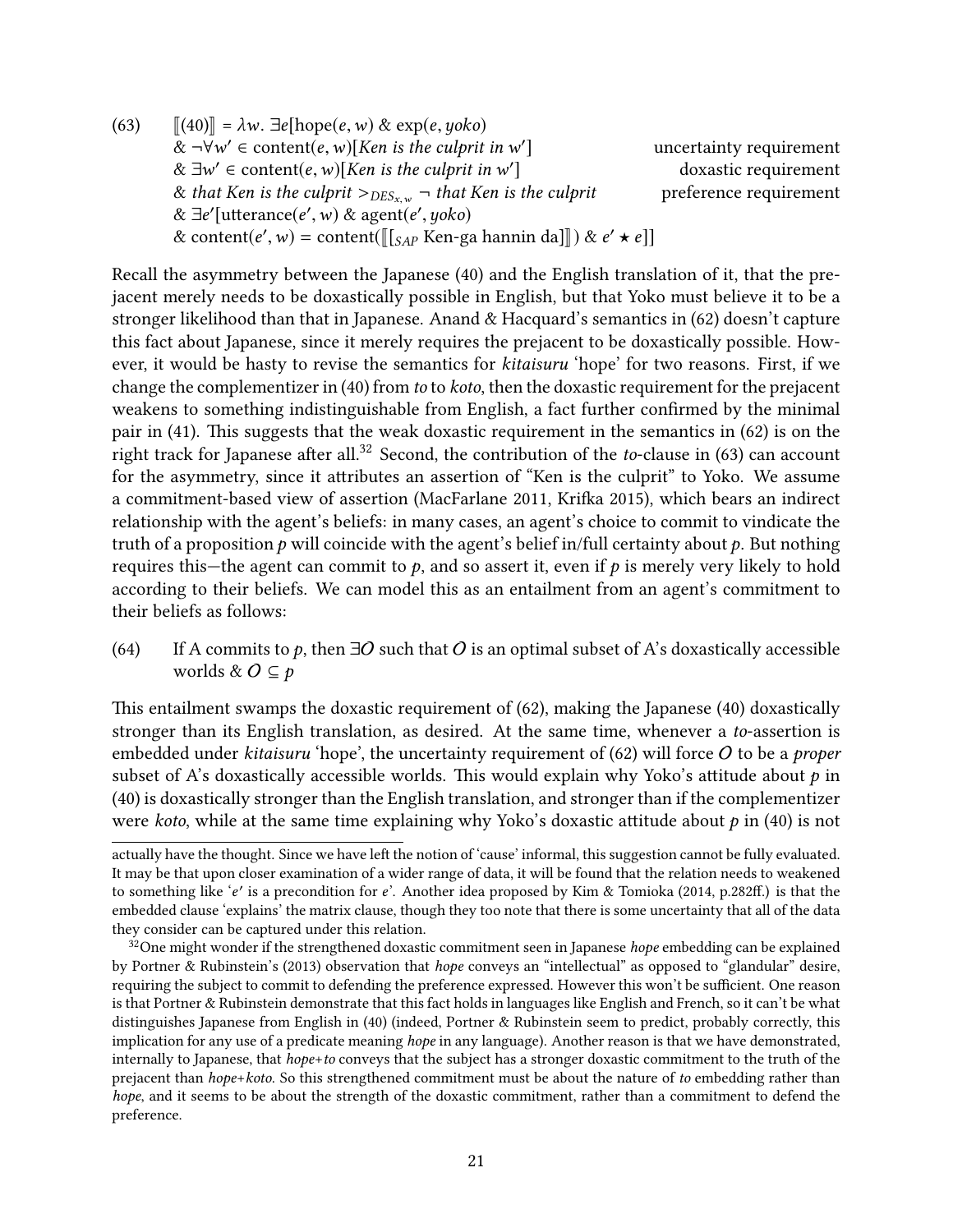(63) $[\![(40)]\!] = \lambda w.\ \exists e[\text{hope}(e, w)\ \&\ \text{exp}(e, yoko)$
$\&\ \neg\forall w' \in \text{content}(e, w)[\textit{Ken is the culprit in } w']$ — uncertainty requirement
$\&\ \exists w' \in \text{content}(e, w)[\textit{Ken is the culprit in } w']$ — doxastic requirement
$\&\ \textit{that Ken is the culprit} >_{DES_{x,w}} \neg\ \textit{that Ken is the culprit}$ — preference requirement
$\&\ \exists e'[\text{utterance}(e', w)\ \&\ \text{agent}(e', yoko)$
$\&\ \text{content}(e', w) = \text{content}([\![[_{SAP}\ \text{Ken-ga hannin da}]]\!])\ \&\ e' \star e]]$

Recall the asymmetry between the Japanese (40) and the English translation of it, that the prejacent merely needs to be doxastically possible in English, but that Yoko must believe it to be a stronger likelihood than that in Japanese. Anand & Hacquard's semantics in (62) doesn't capture this fact about Japanese, since it merely requires the prejacent to be doxastically possible. However, it would be hasty to revise the semantics for *kitaisuru* 'hope' for two reasons. First, if we change the complementizer in (40) from *to* to *koto*, then the doxastic requirement for the prejacent weakens to something indistinguishable from English, a fact further confirmed by the minimal pair in (41). This suggests that the weak doxastic requirement in the semantics in (62) is on the right track for Japanese after all.[32] Second, the contribution of the *to*-clause in (63) can account for the asymmetry, since it attributes an assertion of "Ken is the culprit" to Yoko. We assume a commitment-based view of assertion (MacFarlane 2011, Krifka 2015), which bears an indirect relationship with the agent's beliefs: in many cases, an agent's choice to commit to vindicate the truth of a proposition $p$ will coincide with the agent's belief in/full certainty about $p$. But nothing requires this—the agent can commit to $p$, and so assert it, even if $p$ is merely very likely to hold according to their beliefs. We can model this as an entailment from an agent's commitment to their beliefs as follows:

(64) If A commits to $p$, then $\exists O$ such that $O$ is an optimal subset of A's doxastically accessible worlds & $O \subseteq p$

This entailment swamps the doxastic requirement of (62), making the Japanese (40) doxastically stronger than its English translation, as desired. At the same time, whenever a *to*-assertion is embedded under *kitaisuru* 'hope', the uncertainty requirement of (62) will force $O$ to be a *proper* subset of A's doxastically accessible worlds. This would explain why Yoko's attitude about $p$ in (40) is doxastically stronger than the English translation, and stronger than if the complementizer were *koto*, while at the same time explaining why Yoko's doxastic attitude about $p$ in (40) is not

---

actually have the thought. Since we have left the notion of 'cause' informal, this suggestion cannot be fully evaluated. It may be that upon closer examination of a wider range of data, it will be found that the relation needs to weakened to something like '$e'$ is a precondition for $e$'. Another idea proposed by Kim & Tomioka (2014, p.282ff.) is that the embedded clause 'explains' the matrix clause, though they too note that there is some uncertainty that all of the data they consider can be captured under this relation.

[32] One might wonder if the strengthened doxastic commitment seen in Japanese *hope* embedding can be explained by Portner & Rubinstein's (2013) observation that *hope* conveys an "intellectual" as opposed to "glandular" desire, requiring the subject to commit to defending the preference expressed. However this won't be sufficient. One reason is that Portner & Rubinstein demonstrate that this fact holds in languages like English and French, so it can't be what distinguishes Japanese from English in (40) (indeed, Portner & Rubinstein seem to predict, probably correctly, this implication for any use of a predicate meaning *hope* in any language). Another reason is that we have demonstrated, internally to Japanese, that *hope+to* conveys that the subject has a stronger doxastic commitment to the truth of the prejacent than *hope+koto*. So this strengthened commitment must be about the nature of *to* embedding rather than *hope*, and it seems to be about the strength of the doxastic commitment, rather than a commitment to defend the preference.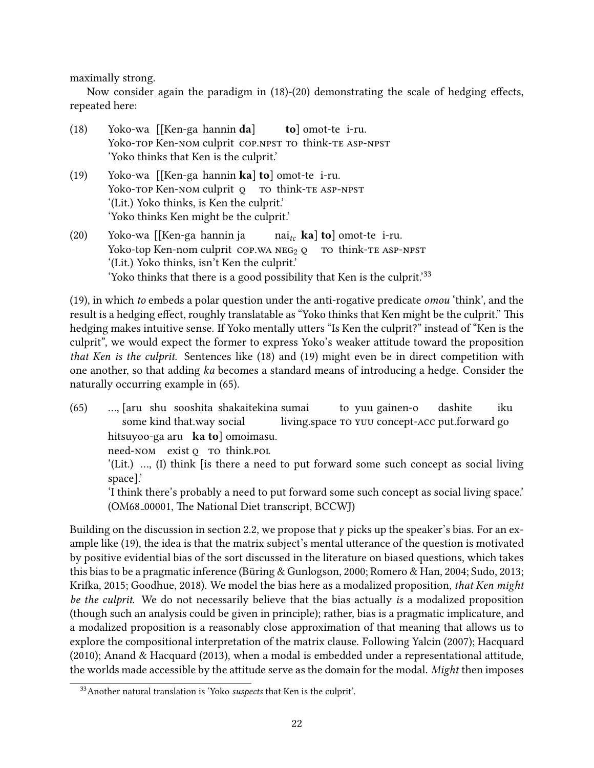maximally strong.

Now consider again the paradigm in (18)-(20) demonstrating the scale of hedging effects, repeated here:

(18) Yoko-wa [[Ken-ga hannin **da**] **to**] omot-te i-ru.
Yoko-TOP Ken-NOM culprit COP.NPST TO think-TE ASP-NPST
'Yoko thinks that Ken is the culprit.'

(19) Yoko-wa [[Ken-ga hannin **ka**] **to**] omot-te i-ru.
Yoko-TOP Ken-NOM culprit Q TO think-TE ASP-NPST
'(Lit.) Yoko thinks, is Ken the culprit.'
'Yoko thinks Ken might be the culprit.'

(20) Yoko-wa [[Ken-ga hannin ja nai$_{tc}$ **ka**] **to**] omot-te i-ru.
Yoko-top Ken-nom culprit COP.WA NEG$_2$ Q TO think-TE ASP-NPST
'(Lit.) Yoko thinks, isn't Ken the culprit.'
'Yoko thinks that there is a good possibility that Ken is the culprit.'[33]

(19), in which *to* embeds a polar question under the anti-rogative predicate *omou* 'think', and the result is a hedging effect, roughly translatable as "Yoko thinks that Ken might be the culprit." This hedging makes intuitive sense. If Yoko mentally utters "Is Ken the culprit?" instead of "Ken is the culprit", we would expect the former to express Yoko's weaker attitude toward the proposition *that Ken is the culprit.* Sentences like (18) and (19) might even be in direct competition with one another, so that adding *ka* becomes a standard means of introducing a hedge. Consider the naturally occurring example in (65).

(65) ..., [aru shu sooshita shakaitekina sumai to yuu gainen-o dashite iku
some kind that.way social living.space TO YUU concept-ACC put.forward go
hitsuyoo-ga aru **ka to**] omoimasu.
need-NOM exist Q TO think.POL
'(Lit.) ..., (I) think [is there a need to put forward some such concept as social living space].'
'I think there's probably a need to put forward some such concept as social living space.'
(OM68_00001, The National Diet transcript, BCCWJ)

Building on the discussion in section 2.2, we propose that $\gamma$ picks up the speaker's bias. For an example like (19), the idea is that the matrix subject's mental utterance of the question is motivated by positive evidential bias of the sort discussed in the literature on biased questions, which takes this bias to be a pragmatic inference (Büring & Gunlogson, 2000; Romero & Han, 2004; Sudo, 2013; Krifka, 2015; Goodhue, 2018). We model the bias here as a modalized proposition, *that Ken might be the culprit.* We do not necessarily believe that the bias actually *is* a modalized proposition (though such an analysis could be given in principle); rather, bias is a pragmatic implicature, and a modalized proposition is a reasonably close approximation of that meaning that allows us to explore the compositional interpretation of the matrix clause. Following Yalcin (2007); Hacquard (2010); Anand & Hacquard (2013), when a modal is embedded under a representational attitude, the worlds made accessible by the attitude serve as the domain for the modal. *Might* then imposes

[33] Another natural translation is 'Yoko *suspects* that Ken is the culprit'.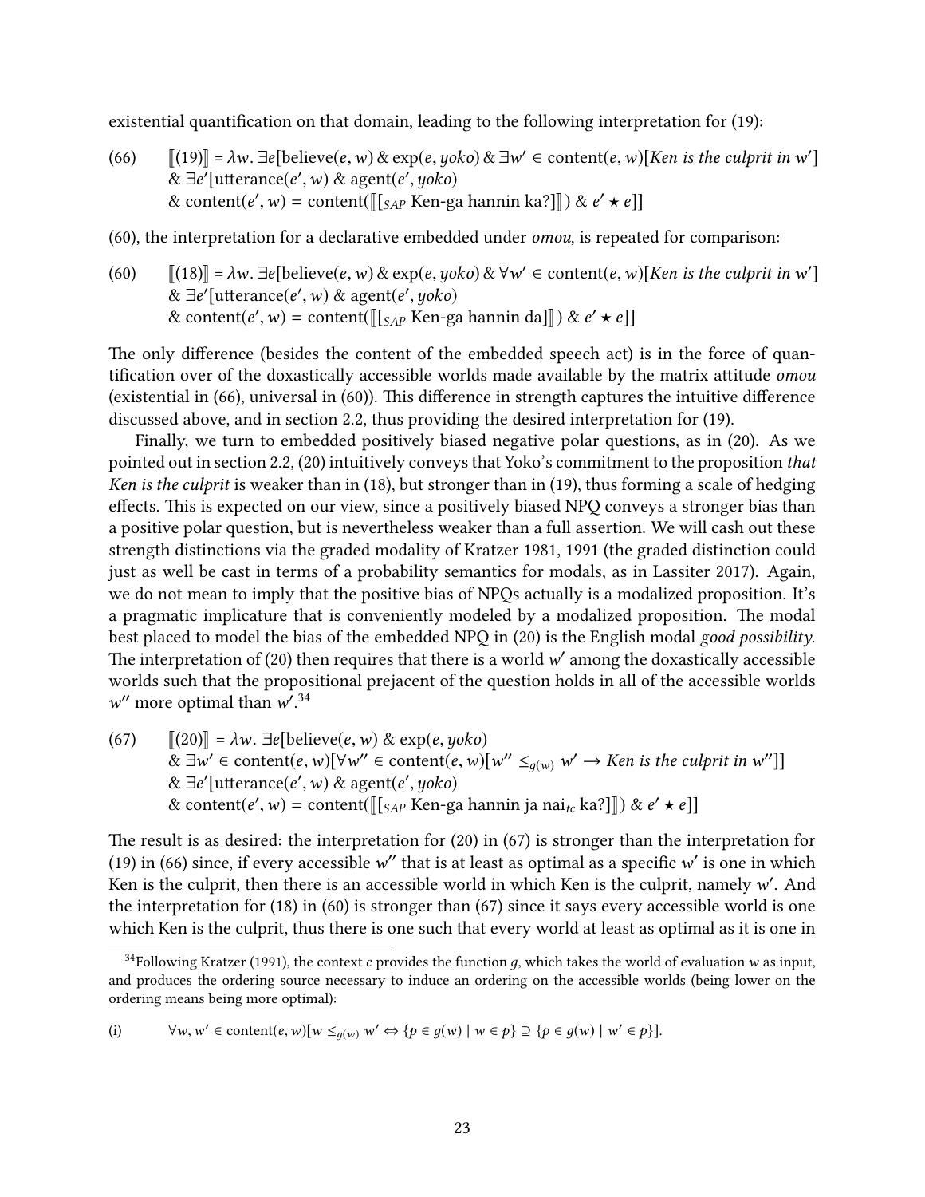existential quantification on that domain, leading to the following interpretation for (19):

(66) $[\![(19)]\!] = \lambda w.\ \exists e[\text{believe}(e, w)\ \&\ \text{exp}(e, \mathit{yoko})\ \&\ \exists w' \in \text{content}(e, w)[\mathit{Ken\ is\ the\ culprit\ in}\ w']$
$\&\ \exists e'[\text{utterance}(e', w)\ \&\ \text{agent}(e', \mathit{yoko})$
$\&\ \text{content}(e', w) = \text{content}([\![[_{SAP}\ \text{Ken-ga hannin ka?}]]\!])\ \&\ e' \star e]]$

(60), the interpretation for a declarative embedded under *omou*, is repeated for comparison:

(60) $[\![(18)]\!] = \lambda w.\ \exists e[\text{believe}(e, w)\ \&\ \text{exp}(e, \mathit{yoko})\ \&\ \forall w' \in \text{content}(e, w)[\mathit{Ken\ is\ the\ culprit\ in}\ w']$
$\&\ \exists e'[\text{utterance}(e', w)\ \&\ \text{agent}(e', \mathit{yoko})$
$\&\ \text{content}(e', w) = \text{content}([\![[_{SAP}\ \text{Ken-ga hannin da}]]\!])\ \&\ e' \star e]]$

The only difference (besides the content of the embedded speech act) is in the force of quantification over of the doxastically accessible worlds made available by the matrix attitude *omou* (existential in (66), universal in (60)). This difference in strength captures the intuitive difference discussed above, and in section 2.2, thus providing the desired interpretation for (19).

Finally, we turn to embedded positively biased negative polar questions, as in (20). As we pointed out in section 2.2, (20) intuitively conveys that Yoko's commitment to the proposition *that Ken is the culprit* is weaker than in (18), but stronger than in (19), thus forming a scale of hedging effects. This is expected on our view, since a positively biased NPQ conveys a stronger bias than a positive polar question, but is nevertheless weaker than a full assertion. We will cash out these strength distinctions via the graded modality of Kratzer 1981, 1991 (the graded distinction could just as well be cast in terms of a probability semantics for modals, as in Lassiter 2017). Again, we do not mean to imply that the positive bias of NPQs actually is a modalized proposition. It's a pragmatic implicature that is conveniently modeled by a modalized proposition. The modal best placed to model the bias of the embedded NPQ in (20) is the English modal *good possibility*. The interpretation of (20) then requires that there is a world $w'$ among the doxastically accessible worlds such that the propositional prejacent of the question holds in all of the accessible worlds $w''$ more optimal than $w'$.[34]

(67) $[\![(20)]\!] = \lambda w.\ \exists e[\text{believe}(e, w)\ \&\ \text{exp}(e, \mathit{yoko})$
$\&\ \exists w' \in \text{content}(e, w)[\forall w'' \in \text{content}(e, w)[w'' \leq_{g(w)} w' \rightarrow \mathit{Ken\ is\ the\ culprit\ in}\ w'']]$
$\&\ \exists e'[\text{utterance}(e', w)\ \&\ \text{agent}(e', \mathit{yoko})$
$\&\ \text{content}(e', w) = \text{content}([\![[_{SAP}\ \text{Ken-ga hannin ja nai}_{tc}\ \text{ka?}]]\!])\ \&\ e' \star e]]$

The result is as desired: the interpretation for (20) in (67) is stronger than the interpretation for (19) in (66) since, if every accessible $w''$ that is at least as optimal as a specific $w'$ is one in which Ken is the culprit, then there is an accessible world in which Ken is the culprit, namely $w'$. And the interpretation for (18) in (60) is stronger than (67) since it says every accessible world is one which Ken is the culprit, thus there is one such that every world at least as optimal as it is one in

[34]Following Kratzer (1991), the context $c$ provides the function $g$, which takes the world of evaluation $w$ as input, and produces the ordering source necessary to induce an ordering on the accessible worlds (being lower on the ordering means being more optimal):

(i) $\forall w, w' \in \text{content}(e, w)[w \leq_{g(w)} w' \Leftrightarrow \{p \in g(w) \mid w \in p\} \supseteq \{p \in g(w) \mid w' \in p\}].$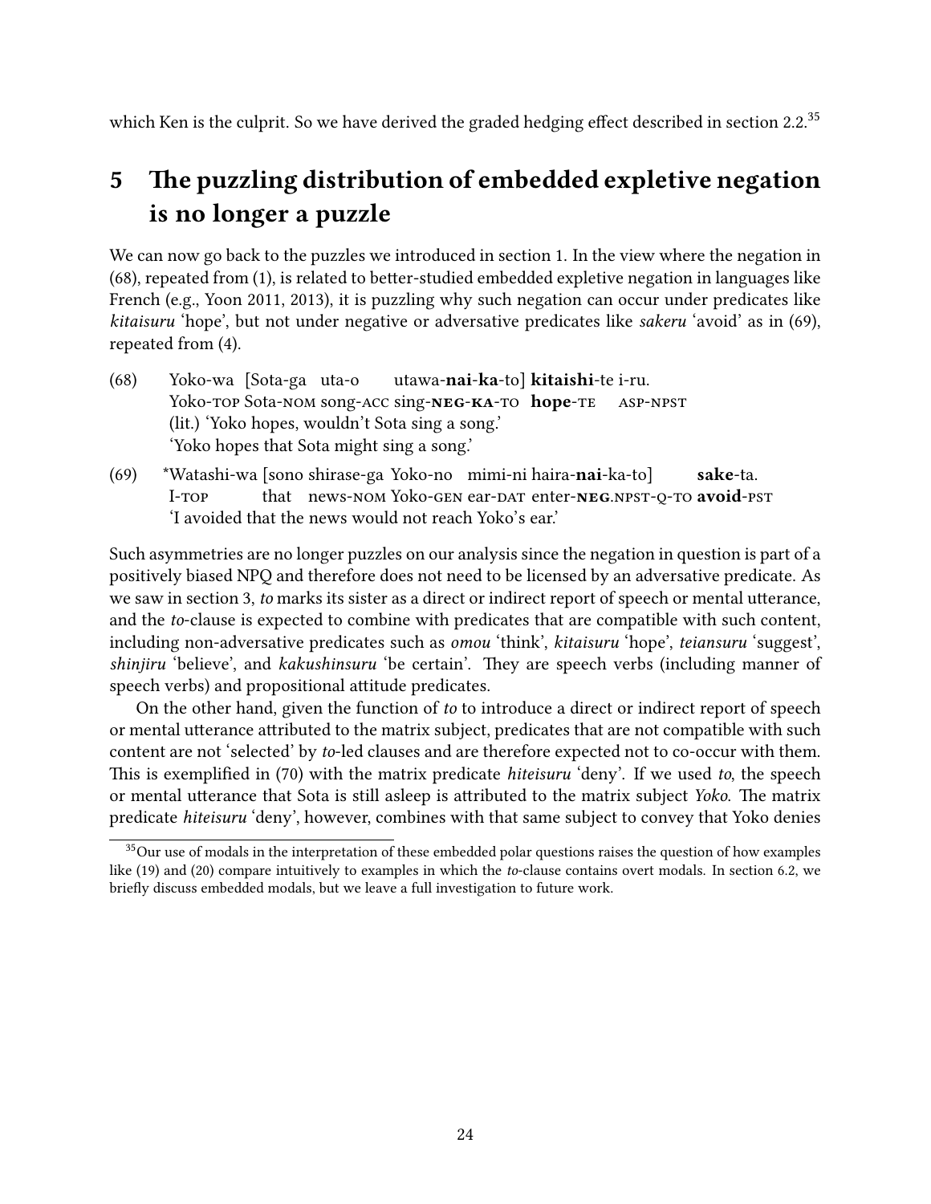which Ken is the culprit. So we have derived the graded hedging effect described in section 2.2.[35]

# 5 The puzzling distribution of embedded expletive negation is no longer a puzzle

We can now go back to the puzzles we introduced in section 1. In the view where the negation in (68), repeated from (1), is related to better-studied embedded expletive negation in languages like French (e.g., Yoon 2011, 2013), it is puzzling why such negation can occur under predicates like *kitaisuru* 'hope', but not under negative or adversative predicates like *sakeru* 'avoid' as in (69), repeated from (4).

(68) Yoko-wa [Sota-ga uta-o utawa-**nai**-**ka**-to] **kitaishi**-te i-ru.
Yoko-TOP Sota-NOM song-ACC sing-**NEG**-**KA**-TO **hope**-TE ASP-NPST
(lit.) 'Yoko hopes, wouldn't Sota sing a song.'
'Yoko hopes that Sota might sing a song.'

(69) *Watashi-wa [sono shirase-ga Yoko-no mimi-ni haira-**nai**-ka-to] **sake**-ta.
I-TOP that news-NOM Yoko-GEN ear-DAT enter-**NEG**.NPST-Q-TO **avoid**-PST
'I avoided that the news would not reach Yoko's ear.'

Such asymmetries are no longer puzzles on our analysis since the negation in question is part of a positively biased NPQ and therefore does not need to be licensed by an adversative predicate. As we saw in section 3, *to* marks its sister as a direct or indirect report of speech or mental utterance, and the *to*-clause is expected to combine with predicates that are compatible with such content, including non-adversative predicates such as *omou* 'think', *kitaisuru* 'hope', *teiansuru* 'suggest', *shinjiru* 'believe', and *kakushinsuru* 'be certain'. They are speech verbs (including manner of speech verbs) and propositional attitude predicates.

On the other hand, given the function of *to* to introduce a direct or indirect report of speech or mental utterance attributed to the matrix subject, predicates that are not compatible with such content are not 'selected' by *to*-led clauses and are therefore expected not to co-occur with them. This is exemplified in (70) with the matrix predicate *hiteisuru* 'deny'. If we used *to*, the speech or mental utterance that Sota is still asleep is attributed to the matrix subject *Yoko*. The matrix predicate *hiteisuru* 'deny', however, combines with that same subject to convey that Yoko denies

[35] Our use of modals in the interpretation of these embedded polar questions raises the question of how examples like (19) and (20) compare intuitively to examples in which the *to*-clause contains overt modals. In section 6.2, we briefly discuss embedded modals, but we leave a full investigation to future work.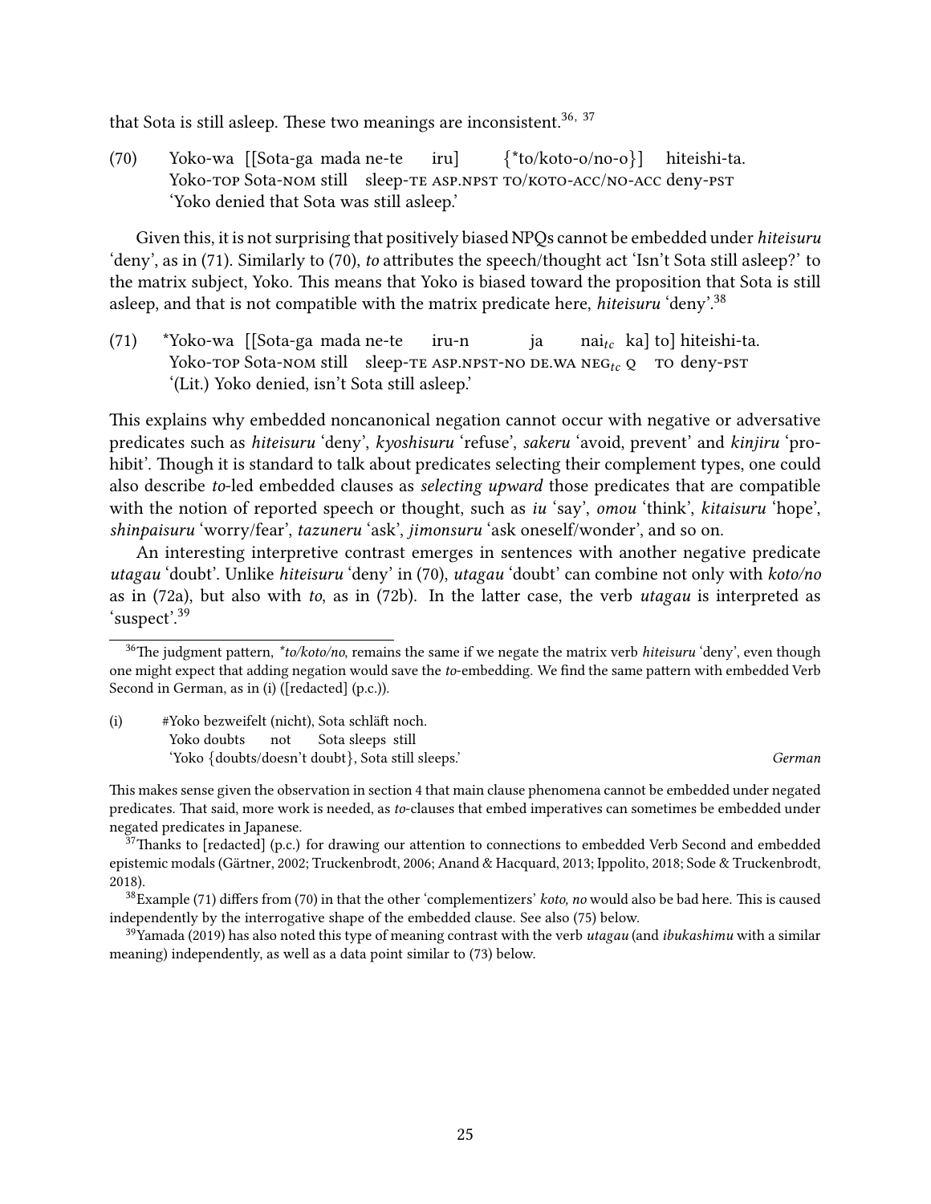that Sota is still asleep. These two meanings are inconsistent.[36, 37]

(70) Yoko-wa [[Sota-ga mada ne-te iru] {*to/koto-o/no-o}] hiteishi-ta.
Yoko-TOP Sota-NOM still sleep-TE ASP.NPST TO/KOTO-ACC/NO-ACC deny-PST
'Yoko denied that Sota was still asleep.'

Given this, it is not surprising that positively biased NPQs cannot be embedded under *hiteisuru* 'deny', as in (71). Similarly to (70), *to* attributes the speech/thought act 'Isn't Sota still asleep?' to the matrix subject, Yoko. This means that Yoko is biased toward the proposition that Sota is still asleep, and that is not compatible with the matrix predicate here, *hiteisuru* 'deny'.[38]

(71) *Yoko-wa [[Sota-ga mada ne-te iru-n ja $nai_{tc}$ ka] to] hiteishi-ta.
Yoko-TOP Sota-NOM still sleep-TE ASP.NPST-NO DE.WA $NEG_{tc}$ Q TO deny-PST
'(Lit.) Yoko denied, isn't Sota still asleep.'

This explains why embedded noncanonical negation cannot occur with negative or adversative predicates such as *hiteisuru* 'deny', *kyoshisuru* 'refuse', *sakeru* 'avoid, prevent' and *kinjiru* 'prohibit'. Though it is standard to talk about predicates selecting their complement types, one could also describe *to*-led embedded clauses as *selecting upward* those predicates that are compatible with the notion of reported speech or thought, such as *iu* 'say', *omou* 'think', *kitaisuru* 'hope', *shinpaisuru* 'worry/fear', *tazuneru* 'ask', *jimonsuru* 'ask oneself/wonder', and so on.

An interesting interpretive contrast emerges in sentences with another negative predicate *utagau* 'doubt'. Unlike *hiteisuru* 'deny' in (70), *utagau* 'doubt' can combine not only with *koto/no* as in (72a), but also with *to*, as in (72b). In the latter case, the verb *utagau* is interpreted as 'suspect'.[39]

---

[36] The judgment pattern, **to/koto/no*, remains the same if we negate the matrix verb *hiteisuru* 'deny', even though one might expect that adding negation would save the *to*-embedding. We find the same pattern with embedded Verb Second in German, as in (i) ([redacted] (p.c.)).

(i) #Yoko bezweifelt (nicht), Sota schläft noch.
Yoko doubts not Sota sleeps still
'Yoko {doubts/doesn't doubt}, Sota still sleeps.' *German*

This makes sense given the observation in section 4 that main clause phenomena cannot be embedded under negated predicates. That said, more work is needed, as *to*-clauses that embed imperatives can sometimes be embedded under negated predicates in Japanese.

[37] Thanks to [redacted] (p.c.) for drawing our attention to connections to embedded Verb Second and embedded epistemic modals (Gärtner, 2002; Truckenbrodt, 2006; Anand & Hacquard, 2013; Ippolito, 2018; Sode & Truckenbrodt, 2018).

[38] Example (71) differs from (70) in that the other 'complementizers' *koto, no* would also be bad here. This is caused independently by the interrogative shape of the embedded clause. See also (75) below.

[39] Yamada (2019) has also noted this type of meaning contrast with the verb *utagau* (and *ibukashimu* with a similar meaning) independently, as well as a data point similar to (73) below.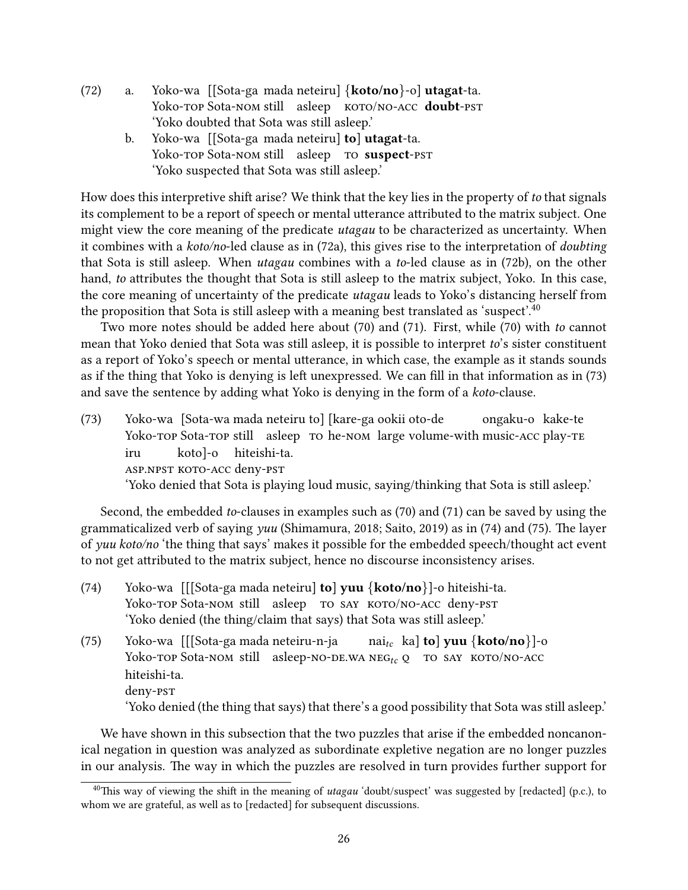(72) a. Yoko-wa [[Sota-ga mada neteiru] {**koto/no**}-o] **utagat**-ta.
   Yoko-TOP Sota-NOM still asleep KOTO/NO-ACC **doubt**-PST
   'Yoko doubted that Sota was still asleep.'

  b. Yoko-wa [[Sota-ga mada neteiru] **to**] **utagat**-ta.
   Yoko-TOP Sota-NOM still asleep TO **suspect**-PST
   'Yoko suspected that Sota was still asleep.'

How does this interpretive shift arise? We think that the key lies in the property of *to* that signals its complement to be a report of speech or mental utterance attributed to the matrix subject. One might view the core meaning of the predicate *utagau* to be characterized as uncertainty. When it combines with a *koto/no*-led clause as in (72a), this gives rise to the interpretation of *doubting* that Sota is still asleep. When *utagau* combines with a *to*-led clause as in (72b), on the other hand, *to* attributes the thought that Sota is still asleep to the matrix subject, Yoko. In this case, the core meaning of uncertainty of the predicate *utagau* leads to Yoko's distancing herself from the proposition that Sota is still asleep with a meaning best translated as 'suspect'.[40]

Two more notes should be added here about (70) and (71). First, while (70) with *to* cannot mean that Yoko denied that Sota was still asleep, it is possible to interpret *to*'s sister constituent as a report of Yoko's speech or mental utterance, in which case, the example as it stands sounds as if the thing that Yoko is denying is left unexpressed. We can fill in that information as in (73) and save the sentence by adding what Yoko is denying in the form of a *koto*-clause.

(73) Yoko-wa [Sota-wa mada neteiru to] [kare-ga ookii oto-de ongaku-o kake-te
   Yoko-TOP Sota-TOP still asleep TO he-NOM large volume-with music-ACC play-TE
   iru koto]-o hiteishi-ta.
   ASP.NPST KOTO-ACC deny-PST
   'Yoko denied that Sota is playing loud music, saying/thinking that Sota is still asleep.'

Second, the embedded *to*-clauses in examples such as (70) and (71) can be saved by using the grammaticalized verb of saying *yuu* (Shimamura, 2018; Saito, 2019) as in (74) and (75). The layer of *yuu koto/no* 'the thing that says' makes it possible for the embedded speech/thought act event to not get attributed to the matrix subject, hence no discourse inconsistency arises.

(74) Yoko-wa [[[Sota-ga mada neteiru] **to**] **yuu** {**koto/no**}]-o hiteishi-ta.
   Yoko-TOP Sota-NOM still asleep TO SAY KOTO/NO-ACC deny-PST
   'Yoko denied (the thing/claim that says) that Sota was still asleep.'

(75) Yoko-wa [[[Sota-ga mada neteiru-n-ja $\text{nai}_{tc}$ ka] **to**] **yuu** {**koto/no**}]-o
   Yoko-TOP Sota-NOM still asleep-NO-DE.WA $\text{NEG}_{tc}$ Q TO SAY KOTO/NO-ACC
   hiteishi-ta.
   deny-PST
   'Yoko denied (the thing that says) that there's a good possibility that Sota was still asleep.'

We have shown in this subsection that the two puzzles that arise if the embedded noncanonical negation in question was analyzed as subordinate expletive negation are no longer puzzles in our analysis. The way in which the puzzles are resolved in turn provides further support for

[40] This way of viewing the shift in the meaning of *utagau* 'doubt/suspect' was suggested by [redacted] (p.c.), to whom we are grateful, as well as to [redacted] for subsequent discussions.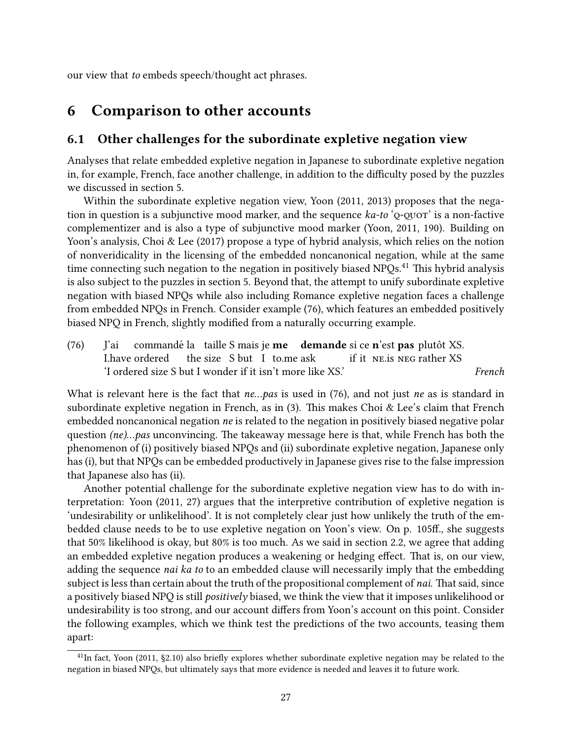our view that *to* embeds speech/thought act phrases.

# 6 Comparison to other accounts

## 6.1 Other challenges for the subordinate expletive negation view

Analyses that relate embedded expletive negation in Japanese to subordinate expletive negation in, for example, French, face another challenge, in addition to the difficulty posed by the puzzles we discussed in section 5.

Within the subordinate expletive negation view, Yoon (2011, 2013) proposes that the negation in question is a subjunctive mood marker, and the sequence *ka-to* 'Q-QUOT' is a non-factive complementizer and is also a type of subjunctive mood marker (Yoon, 2011, 190). Building on Yoon's analysis, Choi & Lee (2017) propose a type of hybrid analysis, which relies on the notion of nonveridicality in the licensing of the embedded noncanonical negation, while at the same time connecting such negation to the negation in positively biased NPQs.[41] This hybrid analysis is also subject to the puzzles in section 5. Beyond that, the attempt to unify subordinate expletive negation with biased NPQs while also including Romance expletive negation faces a challenge from embedded NPQs in French. Consider example (76), which features an embedded positively biased NPQ in French, slightly modified from a naturally occurring example.

(76) J'ai commandé la taille S mais je **me demande** si ce **n**'est **pas** plutôt XS.
I.have ordered the size S but I to.me ask if it NE.is NEG rather XS
'I ordered size S but I wonder if it isn't more like XS.' *French*

What is relevant here is the fact that *ne...pas* is used in (76), and not just *ne* as is standard in subordinate expletive negation in French, as in (3). This makes Choi & Lee's claim that French embedded noncanonical negation *ne* is related to the negation in positively biased negative polar question *(ne)...pas* unconvincing. The takeaway message here is that, while French has both the phenomenon of (i) positively biased NPQs and (ii) subordinate expletive negation, Japanese only has (i), but that NPQs can be embedded productively in Japanese gives rise to the false impression that Japanese also has (ii).

Another potential challenge for the subordinate expletive negation view has to do with interpretation: Yoon (2011, 27) argues that the interpretive contribution of expletive negation is 'undesirability or unlikelihood'. It is not completely clear just how unlikely the truth of the embedded clause needs to be to use expletive negation on Yoon's view. On p. 105ff., she suggests that 50% likelihood is okay, but 80% is too much. As we said in section 2.2, we agree that adding an embedded expletive negation produces a weakening or hedging effect. That is, on our view, adding the sequence *nai ka to* to an embedded clause will necessarily imply that the embedding subject is less than certain about the truth of the propositional complement of *nai*. That said, since a positively biased NPQ is still *positively* biased, we think the view that it imposes unlikelihood or undesirability is too strong, and our account differs from Yoon's account on this point. Consider the following examples, which we think test the predictions of the two accounts, teasing them apart:

[41] In fact, Yoon (2011, §2.10) also briefly explores whether subordinate expletive negation may be related to the negation in biased NPQs, but ultimately says that more evidence is needed and leaves it to future work.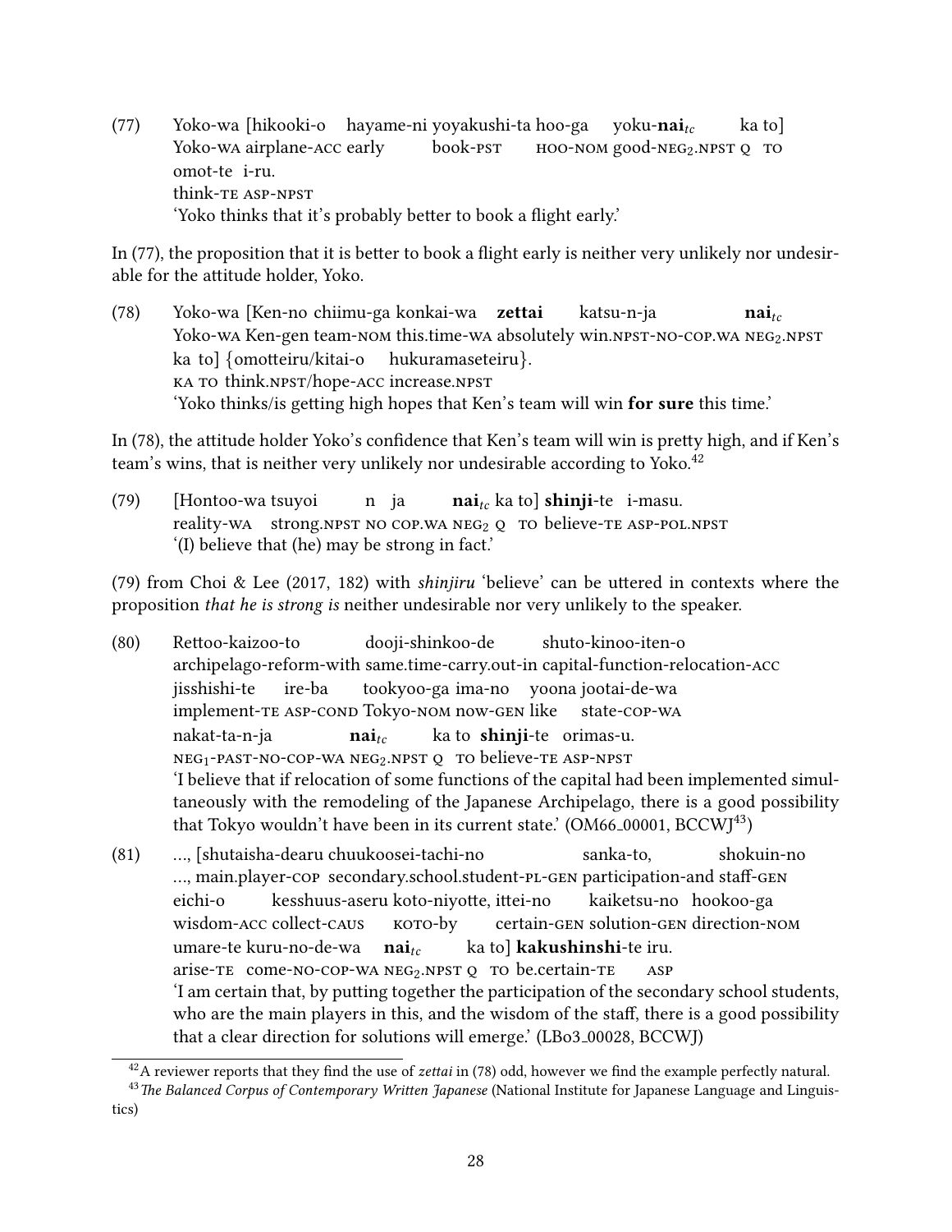(77) Yoko-wa [hikooki-o hayame-ni yoyakushi-ta hoo-ga yoku-**nai**$_{tc}$ ka to]
Yoko-WA airplane-ACC early book-PST HOO-NOM good-NEG$_2$.NPST Q TO
omot-te i-ru.
think-TE ASP-NPST
'Yoko thinks that it's probably better to book a flight early.'

In (77), the proposition that it is better to book a flight early is neither very unlikely nor undesirable for the attitude holder, Yoko.

(78) Yoko-wa [Ken-no chiimu-ga konkai-wa **zettai** katsu-n-ja **nai**$_{tc}$
Yoko-WA Ken-GEN team-NOM this.time-WA absolutely win.NPST-NO-COP.WA NEG$_2$.NPST
ka to] {omotteiru/kitai-o hukuramaseteiru}.
KA TO think.NPST/hope-ACC increase.NPST
'Yoko thinks/is getting high hopes that Ken's team will win **for sure** this time.'

In (78), the attitude holder Yoko's confidence that Ken's team will win is pretty high, and if Ken's team's wins, that is neither very unlikely nor undesirable according to Yoko.[42]

(79) [Hontoo-wa tsuyoi n ja **nai**$_{tc}$ ka to] **shinji**-te i-masu.
reality-WA strong.NPST NO COP.WA NEG$_2$ Q TO believe-TE ASP-POL.NPST
'(I) believe that (he) may be strong in fact.'

(79) from Choi & Lee (2017, 182) with *shinjiru* 'believe' can be uttered in contexts where the proposition *that he is strong is* neither undesirable nor very unlikely to the speaker.

(80) Rettoo-kaizoo-to dooji-shinkoo-de shuto-kinoo-iten-o
archipelago-reform-with same.time-carry.out-in capital-function-relocation-ACC
jisshishi-te ire-ba tookyoo-ga ima-no yoona jootai-de-wa
implement-TE ASP-COND Tokyo-NOM now-GEN like state-COP-WA
nakat-ta-n-ja **nai**$_{tc}$ ka to **shinji**-te orimas-u.
NEG$_1$-PAST-NO-COP-WA NEG$_2$.NPST Q TO believe-TE ASP-NPST
'I believe that if relocation of some functions of the capital had been implemented simultaneously with the remodeling of the Japanese Archipelago, there is a good possibility that Tokyo wouldn't have been in its current state.' (OM66_00001, BCCWJ[43])

(81) ..., [shutaisha-dearu chuukoosei-tachi-no sanka-to, shokuin-no
..., main.player-COP secondary.school.student-PL-GEN participation-and staff-GEN
eichi-o kesshuus-aseru koto-niyotte, ittei-no kaiketsu-no hookoo-ga
wisdom-ACC collect-CAUS KOTO-by certain-GEN solution-GEN direction-NOM
umare-te kuru-no-de-wa **nai**$_{tc}$ ka to] **kakushinshi**-te iru.
arise-TE come-NO-COP-WA NEG$_2$.NPST Q TO be.certain-TE ASP
'I am certain that, by putting together the participation of the secondary school students, who are the main players in this, and the wisdom of the staff, there is a good possibility that a clear direction for solutions will emerge.' (LBo3_00028, BCCWJ)

[42] A reviewer reports that they find the use of *zettai* in (78) odd, however we find the example perfectly natural.

[43] *The Balanced Corpus of Contemporary Written Japanese* (National Institute for Japanese Language and Linguistics)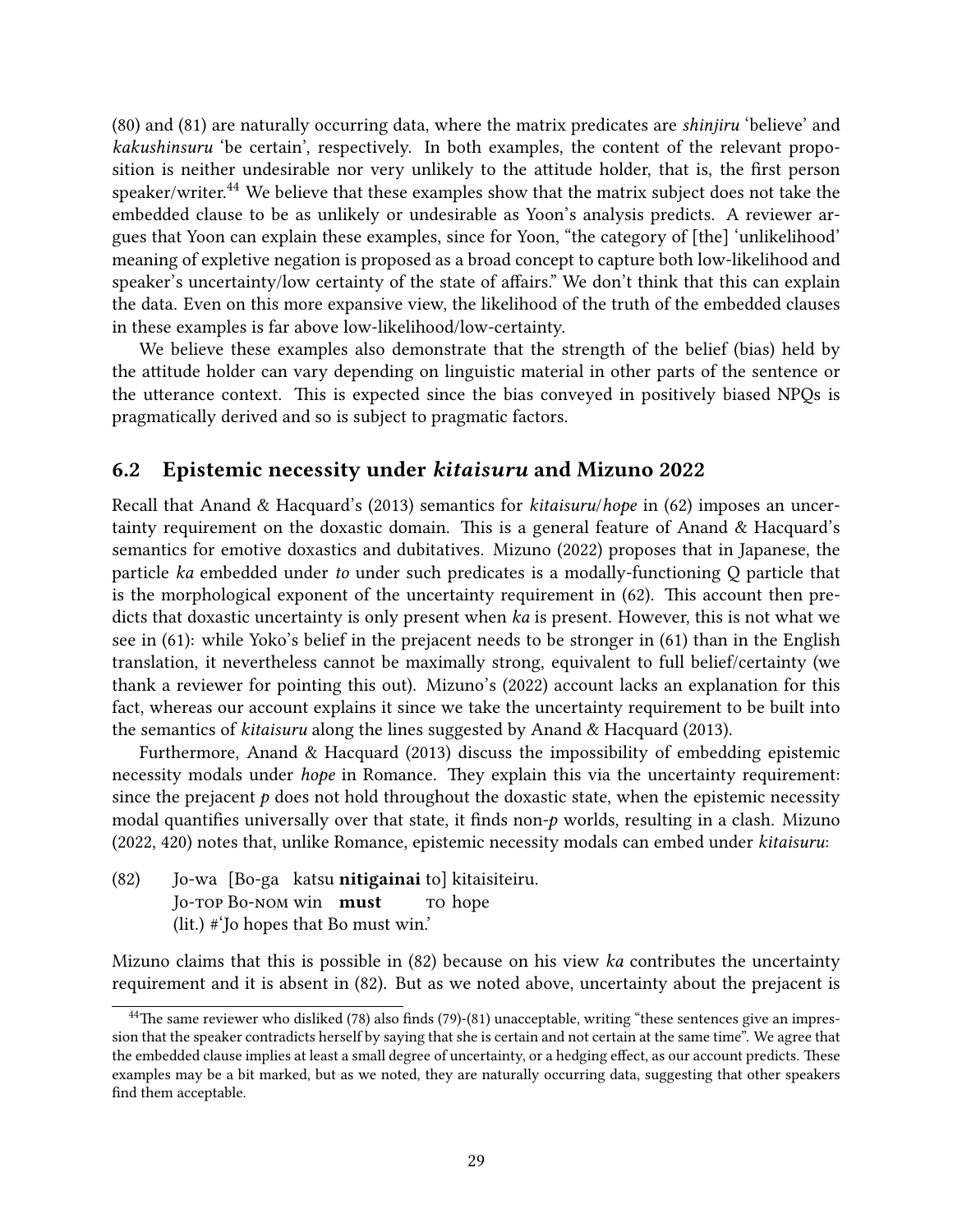(80) and (81) are naturally occurring data, where the matrix predicates are *shinjiru* 'believe' and *kakushinsuru* 'be certain', respectively. In both examples, the content of the relevant proposition is neither undesirable nor very unlikely to the attitude holder, that is, the first person speaker/writer.[44] We believe that these examples show that the matrix subject does not take the embedded clause to be as unlikely or undesirable as Yoon's analysis predicts. A reviewer argues that Yoon can explain these examples, since for Yoon, "the category of [the] 'unlikelihood' meaning of expletive negation is proposed as a broad concept to capture both low-likelihood and speaker's uncertainty/low certainty of the state of affairs." We don't think that this can explain the data. Even on this more expansive view, the likelihood of the truth of the embedded clauses in these examples is far above low-likelihood/low-certainty.

We believe these examples also demonstrate that the strength of the belief (bias) held by the attitude holder can vary depending on linguistic material in other parts of the sentence or the utterance context. This is expected since the bias conveyed in positively biased NPQs is pragmatically derived and so is subject to pragmatic factors.

## 6.2 Epistemic necessity under *kitaisuru* and Mizuno 2022

Recall that Anand & Hacquard's (2013) semantics for *kitaisuru*/*hope* in (62) imposes an uncertainty requirement on the doxastic domain. This is a general feature of Anand & Hacquard's semantics for emotive doxastics and dubitatives. Mizuno (2022) proposes that in Japanese, the particle *ka* embedded under *to* under such predicates is a modally-functioning Q particle that is the morphological exponent of the uncertainty requirement in (62). This account then predicts that doxastic uncertainty is only present when *ka* is present. However, this is not what we see in (61): while Yoko's belief in the prejacent needs to be stronger in (61) than in the English translation, it nevertheless cannot be maximally strong, equivalent to full belief/certainty (we thank a reviewer for pointing this out). Mizuno's (2022) account lacks an explanation for this fact, whereas our account explains it since we take the uncertainty requirement to be built into the semantics of *kitaisuru* along the lines suggested by Anand & Hacquard (2013).

Furthermore, Anand & Hacquard (2013) discuss the impossibility of embedding epistemic necessity modals under *hope* in Romance. They explain this via the uncertainty requirement: since the prejacent *p* does not hold throughout the doxastic state, when the epistemic necessity modal quantifies universally over that state, it finds non-*p* worlds, resulting in a clash. Mizuno (2022, 420) notes that, unlike Romance, epistemic necessity modals can embed under *kitaisuru*:

(82) Jo-wa [Bo-ga katsu **nitigainai** to] kitaisiteiru.
Jo-TOP Bo-NOM win **must** TO hope
(lit.) #'Jo hopes that Bo must win.'

Mizuno claims that this is possible in (82) because on his view *ka* contributes the uncertainty requirement and it is absent in (82). But as we noted above, uncertainty about the prejacent is

[44] The same reviewer who disliked (78) also finds (79)-(81) unacceptable, writing "these sentences give an impression that the speaker contradicts herself by saying that she is certain and not certain at the same time". We agree that the embedded clause implies at least a small degree of uncertainty, or a hedging effect, as our account predicts. These examples may be a bit marked, but as we noted, they are naturally occurring data, suggesting that other speakers find them acceptable.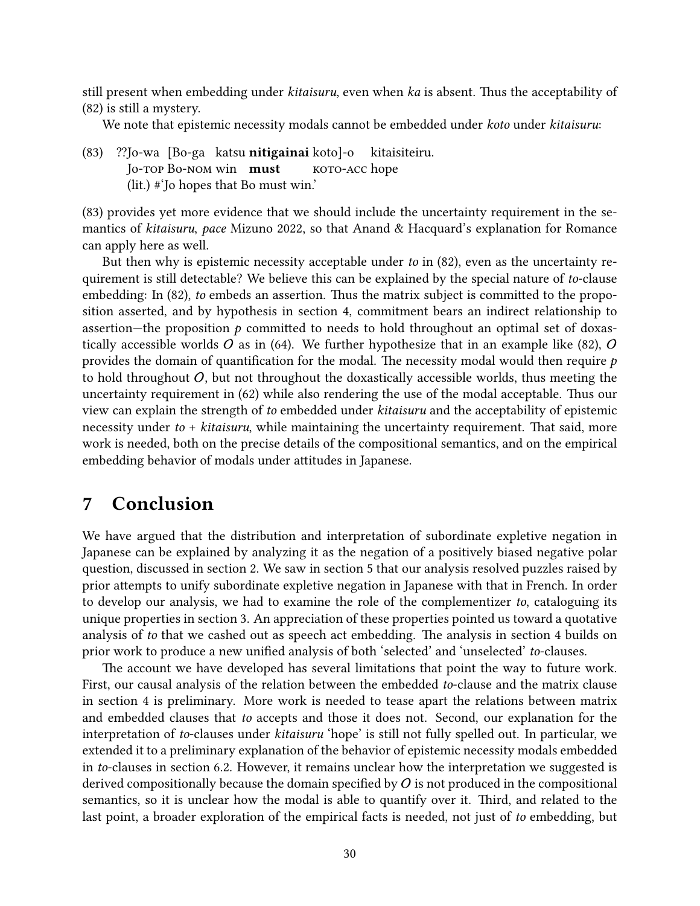still present when embedding under *kitaisuru*, even when *ka* is absent. Thus the acceptability of (82) is still a mystery.

We note that epistemic necessity modals cannot be embedded under *koto* under *kitaisuru*:

(83) ??Jo-wa [Bo-ga katsu **nitigainai** koto]-o kitaisiteiru.
     Jo-TOP Bo-NOM win **must** KOTO-ACC hope
     (lit.) #'Jo hopes that Bo must win.'

(83) provides yet more evidence that we should include the uncertainty requirement in the semantics of *kitaisuru*, *pace* Mizuno 2022, so that Anand & Hacquard's explanation for Romance can apply here as well.

But then why is epistemic necessity acceptable under *to* in (82), even as the uncertainty requirement is still detectable? We believe this can be explained by the special nature of *to*-clause embedding: In (82), *to* embeds an assertion. Thus the matrix subject is committed to the proposition asserted, and by hypothesis in section 4, commitment bears an indirect relationship to assertion—the proposition $p$ committed to needs to hold throughout an optimal set of doxastically accessible worlds $O$ as in (64). We further hypothesize that in an example like (82), $O$ provides the domain of quantification for the modal. The necessity modal would then require $p$ to hold throughout $O$, but not throughout the doxastically accessible worlds, thus meeting the uncertainty requirement in (62) while also rendering the use of the modal acceptable. Thus our view can explain the strength of *to* embedded under *kitaisuru* and the acceptability of epistemic necessity under *to* + *kitaisuru*, while maintaining the uncertainty requirement. That said, more work is needed, both on the precise details of the compositional semantics, and on the empirical embedding behavior of modals under attitudes in Japanese.

# 7 Conclusion

We have argued that the distribution and interpretation of subordinate expletive negation in Japanese can be explained by analyzing it as the negation of a positively biased negative polar question, discussed in section 2. We saw in section 5 that our analysis resolved puzzles raised by prior attempts to unify subordinate expletive negation in Japanese with that in French. In order to develop our analysis, we had to examine the role of the complementizer *to*, cataloguing its unique properties in section 3. An appreciation of these properties pointed us toward a quotative analysis of *to* that we cashed out as speech act embedding. The analysis in section 4 builds on prior work to produce a new unified analysis of both 'selected' and 'unselected' *to*-clauses.

The account we have developed has several limitations that point the way to future work. First, our causal analysis of the relation between the embedded *to*-clause and the matrix clause in section 4 is preliminary. More work is needed to tease apart the relations between matrix and embedded clauses that *to* accepts and those it does not. Second, our explanation for the interpretation of *to*-clauses under *kitaisuru* 'hope' is still not fully spelled out. In particular, we extended it to a preliminary explanation of the behavior of epistemic necessity modals embedded in *to*-clauses in section 6.2. However, it remains unclear how the interpretation we suggested is derived compositionally because the domain specified by $O$ is not produced in the compositional semantics, so it is unclear how the modal is able to quantify over it. Third, and related to the last point, a broader exploration of the empirical facts is needed, not just of *to* embedding, but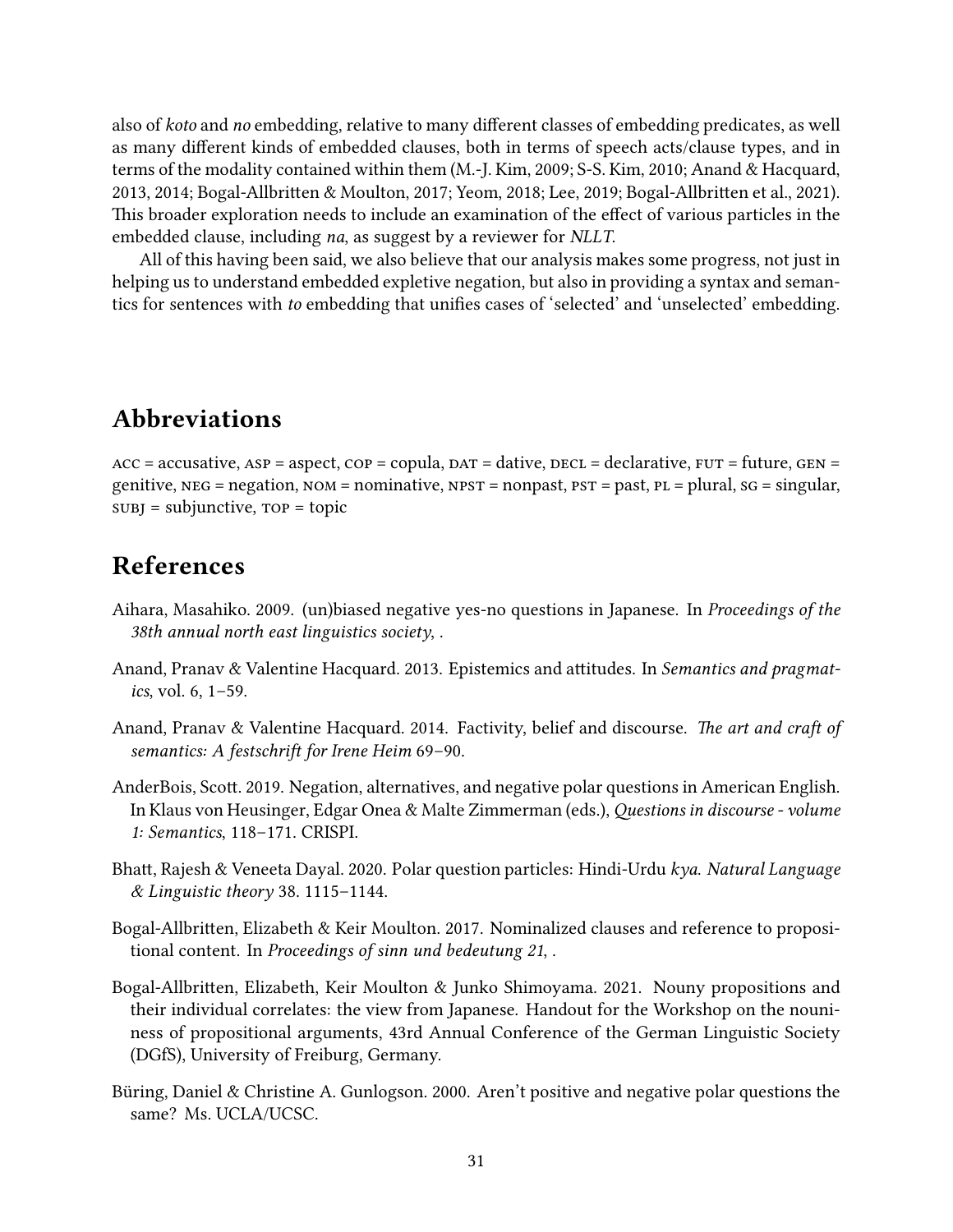also of *koto* and *no* embedding, relative to many different classes of embedding predicates, as well as many different kinds of embedded clauses, both in terms of speech acts/clause types, and in terms of the modality contained within them (M.-J. Kim, 2009; S-S. Kim, 2010; Anand & Hacquard, 2013, 2014; Bogal-Allbritten & Moulton, 2017; Yeom, 2018; Lee, 2019; Bogal-Allbritten et al., 2021). This broader exploration needs to include an examination of the effect of various particles in the embedded clause, including *na*, as suggest by a reviewer for *NLLT*.

All of this having been said, we also believe that our analysis makes some progress, not just in helping us to understand embedded expletive negation, but also in providing a syntax and semantics for sentences with *to* embedding that unifies cases of 'selected' and 'unselected' embedding.

## Abbreviations

ACC = accusative, ASP = aspect, COP = copula, DAT = dative, DECL = declarative, FUT = future, GEN = genitive, NEG = negation, NOM = nominative, NPST = nonpast, PST = past, PL = plural, SG = singular, SUBJ = subjunctive, TOP = topic

## References

Aihara, Masahiko. 2009. (un)biased negative yes-no questions in Japanese. In *Proceedings of the 38th annual north east linguistics society*, .

Anand, Pranav & Valentine Hacquard. 2013. Epistemics and attitudes. In *Semantics and pragmatics*, vol. 6, 1–59.

Anand, Pranav & Valentine Hacquard. 2014. Factivity, belief and discourse. *The art and craft of semantics: A festschrift for Irene Heim* 69–90.

AnderBois, Scott. 2019. Negation, alternatives, and negative polar questions in American English. In Klaus von Heusinger, Edgar Onea & Malte Zimmerman (eds.), *Questions in discourse - volume 1: Semantics*, 118–171. CRISPI.

Bhatt, Rajesh & Veneeta Dayal. 2020. Polar question particles: Hindi-Urdu *kya*. *Natural Language & Linguistic theory* 38. 1115–1144.

Bogal-Allbritten, Elizabeth & Keir Moulton. 2017. Nominalized clauses and reference to propositional content. In *Proceedings of sinn und bedeutung 21*, .

Bogal-Allbritten, Elizabeth, Keir Moulton & Junko Shimoyama. 2021. Nouny propositions and their individual correlates: the view from Japanese. Handout for the Workshop on the nouniness of propositional arguments, 43rd Annual Conference of the German Linguistic Society (DGfS), University of Freiburg, Germany.

Büring, Daniel & Christine A. Gunlogson. 2000. Aren't positive and negative polar questions the same? Ms. UCLA/UCSC.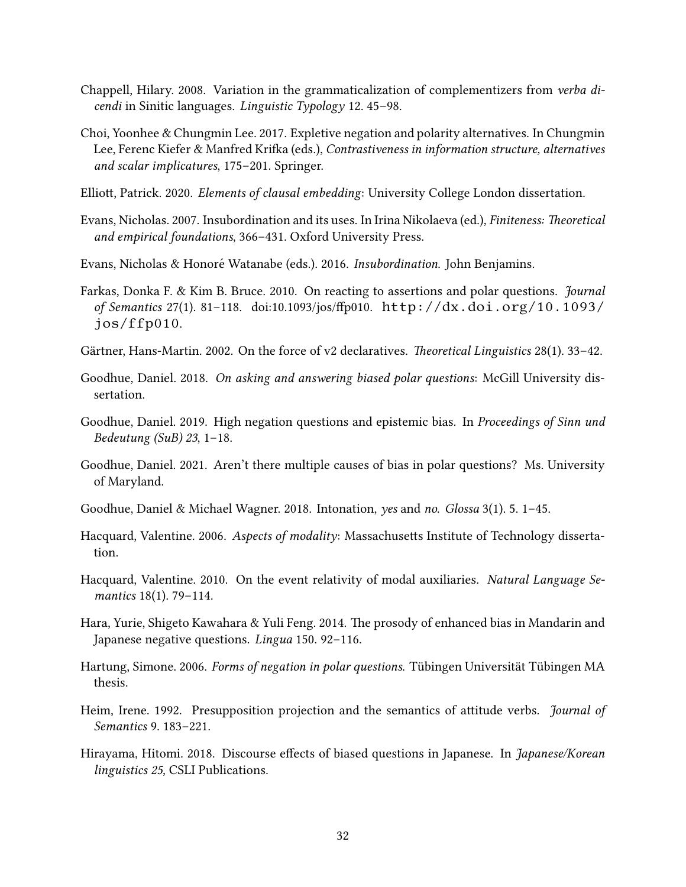Chappell, Hilary. 2008. Variation in the grammaticalization of complementizers from *verba dicendi* in Sinitic languages. *Linguistic Typology* 12. 45–98.

Choi, Yoonhee & Chungmin Lee. 2017. Expletive negation and polarity alternatives. In Chungmin Lee, Ferenc Kiefer & Manfred Krifka (eds.), *Contrastiveness in information structure, alternatives and scalar implicatures*, 175–201. Springer.

Elliott, Patrick. 2020. *Elements of clausal embedding*: University College London dissertation.

Evans, Nicholas. 2007. Insubordination and its uses. In Irina Nikolaeva (ed.), *Finiteness: Theoretical and empirical foundations*, 366–431. Oxford University Press.

Evans, Nicholas & Honoré Watanabe (eds.). 2016. *Insubordination*. John Benjamins.

Farkas, Donka F. & Kim B. Bruce. 2010. On reacting to assertions and polar questions. *Journal of Semantics* 27(1). 81–118. doi:10.1093/jos/ffp010. http://dx.doi.org/10.1093/jos/ffp010.

Gärtner, Hans-Martin. 2002. On the force of v2 declaratives. *Theoretical Linguistics* 28(1). 33–42.

Goodhue, Daniel. 2018. *On asking and answering biased polar questions*: McGill University dissertation.

Goodhue, Daniel. 2019. High negation questions and epistemic bias. In *Proceedings of Sinn und Bedeutung (SuB) 23*, 1–18.

Goodhue, Daniel. 2021. Aren't there multiple causes of bias in polar questions? Ms. University of Maryland.

Goodhue, Daniel & Michael Wagner. 2018. Intonation, *yes* and *no*. *Glossa* 3(1). 5. 1–45.

Hacquard, Valentine. 2006. *Aspects of modality*: Massachusetts Institute of Technology dissertation.

Hacquard, Valentine. 2010. On the event relativity of modal auxiliaries. *Natural Language Semantics* 18(1). 79–114.

Hara, Yurie, Shigeto Kawahara & Yuli Feng. 2014. The prosody of enhanced bias in Mandarin and Japanese negative questions. *Lingua* 150. 92–116.

Hartung, Simone. 2006. *Forms of negation in polar questions*. Tübingen Universität Tübingen MA thesis.

Heim, Irene. 1992. Presupposition projection and the semantics of attitude verbs. *Journal of Semantics* 9. 183–221.

Hirayama, Hitomi. 2018. Discourse effects of biased questions in Japanese. In *Japanese/Korean linguistics 25*, CSLI Publications.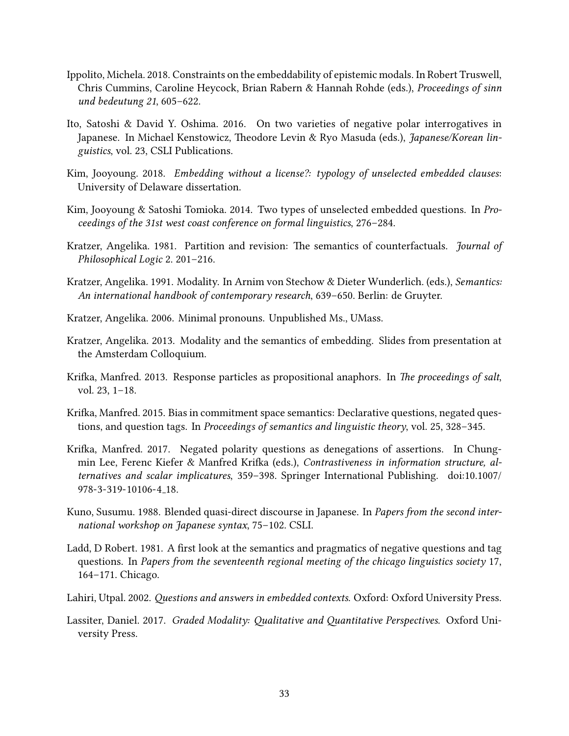Ippolito, Michela. 2018. Constraints on the embeddability of epistemic modals. In Robert Truswell, Chris Cummins, Caroline Heycock, Brian Rabern & Hannah Rohde (eds.), *Proceedings of sinn und bedeutung 21*, 605–622.

Ito, Satoshi & David Y. Oshima. 2016. On two varieties of negative polar interrogatives in Japanese. In Michael Kenstowicz, Theodore Levin & Ryo Masuda (eds.), *Japanese/Korean linguistics*, vol. 23, CSLI Publications.

Kim, Jooyoung. 2018. *Embedding without a license?: typology of unselected embedded clauses*: University of Delaware dissertation.

Kim, Jooyoung & Satoshi Tomioka. 2014. Two types of unselected embedded questions. In *Proceedings of the 31st west coast conference on formal linguistics*, 276–284.

Kratzer, Angelika. 1981. Partition and revision: The semantics of counterfactuals. *Journal of Philosophical Logic* 2. 201–216.

Kratzer, Angelika. 1991. Modality. In Arnim von Stechow & Dieter Wunderlich. (eds.), *Semantics: An international handbook of contemporary research*, 639–650. Berlin: de Gruyter.

Kratzer, Angelika. 2006. Minimal pronouns. Unpublished Ms., UMass.

Kratzer, Angelika. 2013. Modality and the semantics of embedding. Slides from presentation at the Amsterdam Colloquium.

Krifka, Manfred. 2013. Response particles as propositional anaphors. In *The proceedings of salt*, vol. 23, 1–18.

Krifka, Manfred. 2015. Bias in commitment space semantics: Declarative questions, negated questions, and question tags. In *Proceedings of semantics and linguistic theory*, vol. 25, 328–345.

Krifka, Manfred. 2017. Negated polarity questions as denegations of assertions. In Chungmin Lee, Ferenc Kiefer & Manfred Krifka (eds.), *Contrastiveness in information structure, alternatives and scalar implicatures*, 359–398. Springer International Publishing. doi:10.1007/978-3-319-10106-4_18.

Kuno, Susumu. 1988. Blended quasi-direct discourse in Japanese. In *Papers from the second international workshop on Japanese syntax*, 75–102. CSLI.

Ladd, D Robert. 1981. A first look at the semantics and pragmatics of negative questions and tag questions. In *Papers from the seventeenth regional meeting of the chicago linguistics society* 17, 164–171. Chicago.

Lahiri, Utpal. 2002. *Questions and answers in embedded contexts*. Oxford: Oxford University Press.

Lassiter, Daniel. 2017. *Graded Modality: Qualitative and Quantitative Perspectives*. Oxford University Press.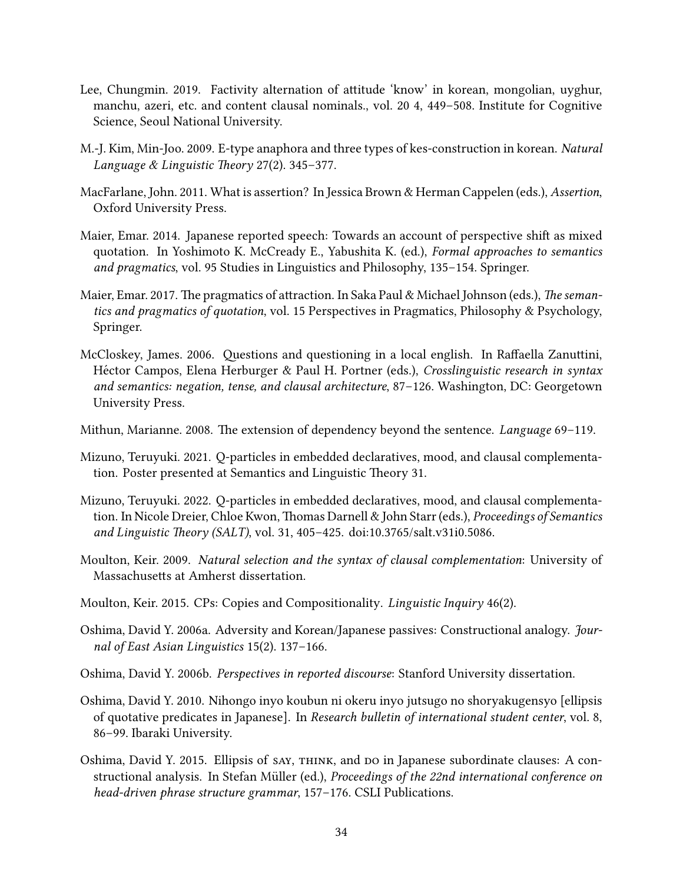Lee, Chungmin. 2019. Factivity alternation of attitude 'know' in korean, mongolian, uyghur, manchu, azeri, etc. and content clausal nominals., vol. 20 4, 449–508. Institute for Cognitive Science, Seoul National University.

M.-J. Kim, Min-Joo. 2009. E-type anaphora and three types of kes-construction in korean. *Natural Language & Linguistic Theory* 27(2). 345–377.

MacFarlane, John. 2011. What is assertion? In Jessica Brown & Herman Cappelen (eds.), *Assertion*, Oxford University Press.

Maier, Emar. 2014. Japanese reported speech: Towards an account of perspective shift as mixed quotation. In Yoshimoto K. McCready E., Yabushita K. (ed.), *Formal approaches to semantics and pragmatics*, vol. 95 Studies in Linguistics and Philosophy, 135–154. Springer.

Maier, Emar. 2017. The pragmatics of attraction. In Saka Paul & Michael Johnson (eds.), *The semantics and pragmatics of quotation*, vol. 15 Perspectives in Pragmatics, Philosophy & Psychology, Springer.

McCloskey, James. 2006. Questions and questioning in a local english. In Raffaella Zanuttini, Héctor Campos, Elena Herburger & Paul H. Portner (eds.), *Crosslinguistic research in syntax and semantics: negation, tense, and clausal architecture*, 87–126. Washington, DC: Georgetown University Press.

Mithun, Marianne. 2008. The extension of dependency beyond the sentence. *Language* 69–119.

Mizuno, Teruyuki. 2021. Q-particles in embedded declaratives, mood, and clausal complementation. Poster presented at Semantics and Linguistic Theory 31.

Mizuno, Teruyuki. 2022. Q-particles in embedded declaratives, mood, and clausal complementation. In Nicole Dreier, Chloe Kwon, Thomas Darnell & John Starr (eds.), *Proceedings of Semantics and Linguistic Theory (SALT)*, vol. 31, 405–425. doi:10.3765/salt.v31i0.5086.

Moulton, Keir. 2009. *Natural selection and the syntax of clausal complementation*: University of Massachusetts at Amherst dissertation.

Moulton, Keir. 2015. CPs: Copies and Compositionality. *Linguistic Inquiry* 46(2).

Oshima, David Y. 2006a. Adversity and Korean/Japanese passives: Constructional analogy. *Journal of East Asian Linguistics* 15(2). 137–166.

Oshima, David Y. 2006b. *Perspectives in reported discourse*: Stanford University dissertation.

Oshima, David Y. 2010. Nihongo inyo koubun ni okeru inyo jutsugo no shoryakugensyo [ellipsis of quotative predicates in Japanese]. In *Research bulletin of international student center*, vol. 8, 86–99. Ibaraki University.

Oshima, David Y. 2015. Ellipsis of SAY, THINK, and DO in Japanese subordinate clauses: A constructional analysis. In Stefan Müller (ed.), *Proceedings of the 22nd international conference on head-driven phrase structure grammar*, 157–176. CSLI Publications.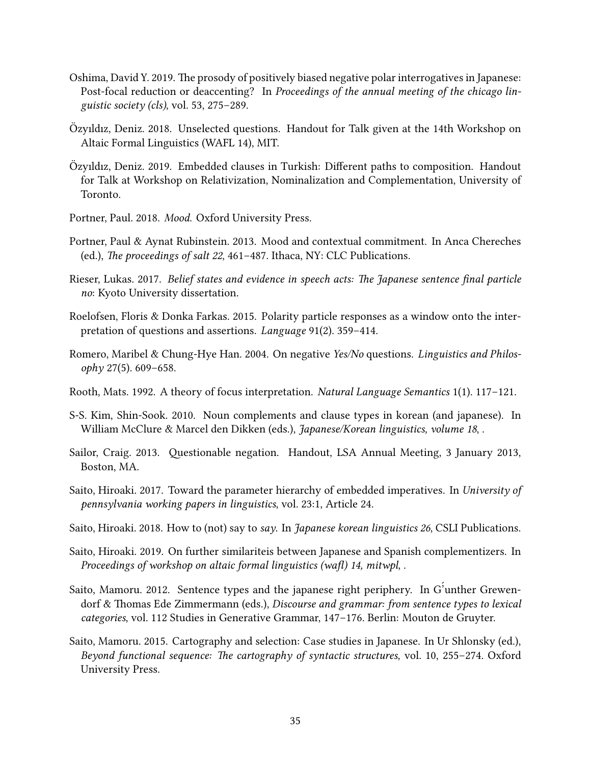Oshima, David Y. 2019. The prosody of positively biased negative polar interrogatives in Japanese: Post-focal reduction or deaccenting? In *Proceedings of the annual meeting of the chicago linguistic society (cls)*, vol. 53, 275–289.

Özyıldız, Deniz. 2018. Unselected questions. Handout for Talk given at the 14th Workshop on Altaic Formal Linguistics (WAFL 14), MIT.

Özyıldız, Deniz. 2019. Embedded clauses in Turkish: Different paths to composition. Handout for Talk at Workshop on Relativization, Nominalization and Complementation, University of Toronto.

Portner, Paul. 2018. *Mood*. Oxford University Press.

Portner, Paul & Aynat Rubinstein. 2013. Mood and contextual commitment. In Anca Chereches (ed.), *The proceedings of salt 22*, 461–487. Ithaca, NY: CLC Publications.

Rieser, Lukas. 2017. *Belief states and evidence in speech acts: The Japanese sentence final particle no*: Kyoto University dissertation.

Roelofsen, Floris & Donka Farkas. 2015. Polarity particle responses as a window onto the interpretation of questions and assertions. *Language* 91(2). 359–414.

Romero, Maribel & Chung-Hye Han. 2004. On negative *Yes/No* questions. *Linguistics and Philosophy* 27(5). 609–658.

Rooth, Mats. 1992. A theory of focus interpretation. *Natural Language Semantics* 1(1). 117–121.

S-S. Kim, Shin-Sook. 2010. Noun complements and clause types in korean (and japanese). In William McClure & Marcel den Dikken (eds.), *Japanese/Korean linguistics, volume 18*, .

Sailor, Craig. 2013. Questionable negation. Handout, LSA Annual Meeting, 3 January 2013, Boston, MA.

Saito, Hiroaki. 2017. Toward the parameter hierarchy of embedded imperatives. In *University of pennsylvania working papers in linguistics*, vol. 23:1, Article 24.

Saito, Hiroaki. 2018. How to (not) say to *say*. In *Japanese korean linguistics 26*, CSLI Publications.

Saito, Hiroaki. 2019. On further similariteis between Japanese and Spanish complementizers. In *Proceedings of workshop on altaic formal linguistics (wafl) 14, mitwpl*, .

Saito, Mamoru. 2012. Sentence types and the japanese right periphery. In G̈unther Grewendorf & Thomas Ede Zimmermann (eds.), *Discourse and grammar: from sentence types to lexical categories*, vol. 112 Studies in Generative Grammar, 147–176. Berlin: Mouton de Gruyter.

Saito, Mamoru. 2015. Cartography and selection: Case studies in Japanese. In Ur Shlonsky (ed.), *Beyond functional sequence: The cartography of syntactic structures*, vol. 10, 255–274. Oxford University Press.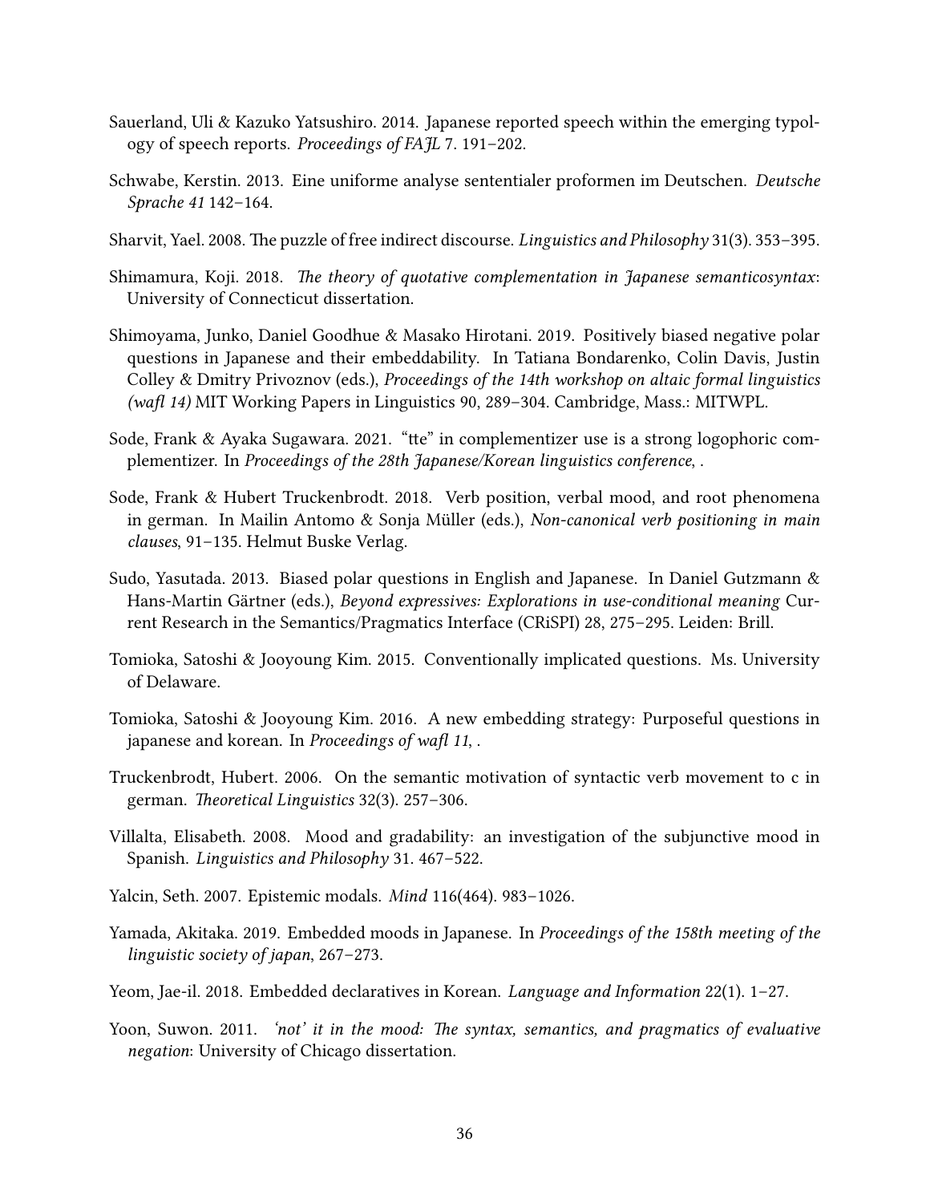Sauerland, Uli & Kazuko Yatsushiro. 2014. Japanese reported speech within the emerging typology of speech reports. *Proceedings of FAJL* 7. 191–202.

Schwabe, Kerstin. 2013. Eine uniforme analyse sententialer proformen im Deutschen. *Deutsche Sprache 41* 142–164.

Sharvit, Yael. 2008. The puzzle of free indirect discourse. *Linguistics and Philosophy* 31(3). 353–395.

Shimamura, Koji. 2018. *The theory of quotative complementation in Japanese semanticosyntax*: University of Connecticut dissertation.

Shimoyama, Junko, Daniel Goodhue & Masako Hirotani. 2019. Positively biased negative polar questions in Japanese and their embeddability. In Tatiana Bondarenko, Colin Davis, Justin Colley & Dmitry Privoznov (eds.), *Proceedings of the 14th workshop on altaic formal linguistics (wafl 14)* MIT Working Papers in Linguistics 90, 289–304. Cambridge, Mass.: MITWPL.

Sode, Frank & Ayaka Sugawara. 2021. "tte" in complementizer use is a strong logophoric complementizer. In *Proceedings of the 28th Japanese/Korean linguistics conference*, .

Sode, Frank & Hubert Truckenbrodt. 2018. Verb position, verbal mood, and root phenomena in german. In Mailin Antomo & Sonja Müller (eds.), *Non-canonical verb positioning in main clauses*, 91–135. Helmut Buske Verlag.

Sudo, Yasutada. 2013. Biased polar questions in English and Japanese. In Daniel Gutzmann & Hans-Martin Gärtner (eds.), *Beyond expressives: Explorations in use-conditional meaning* Current Research in the Semantics/Pragmatics Interface (CRiSPI) 28, 275–295. Leiden: Brill.

Tomioka, Satoshi & Jooyoung Kim. 2015. Conventionally implicated questions. Ms. University of Delaware.

Tomioka, Satoshi & Jooyoung Kim. 2016. A new embedding strategy: Purposeful questions in japanese and korean. In *Proceedings of wafl 11*, .

Truckenbrodt, Hubert. 2006. On the semantic motivation of syntactic verb movement to c in german. *Theoretical Linguistics* 32(3). 257–306.

Villalta, Elisabeth. 2008. Mood and gradability: an investigation of the subjunctive mood in Spanish. *Linguistics and Philosophy* 31. 467–522.

Yalcin, Seth. 2007. Epistemic modals. *Mind* 116(464). 983–1026.

Yamada, Akitaka. 2019. Embedded moods in Japanese. In *Proceedings of the 158th meeting of the linguistic society of japan*, 267–273.

Yeom, Jae-il. 2018. Embedded declaratives in Korean. *Language and Information* 22(1). 1–27.

Yoon, Suwon. 2011. *'not' it in the mood: The syntax, semantics, and pragmatics of evaluative negation*: University of Chicago dissertation.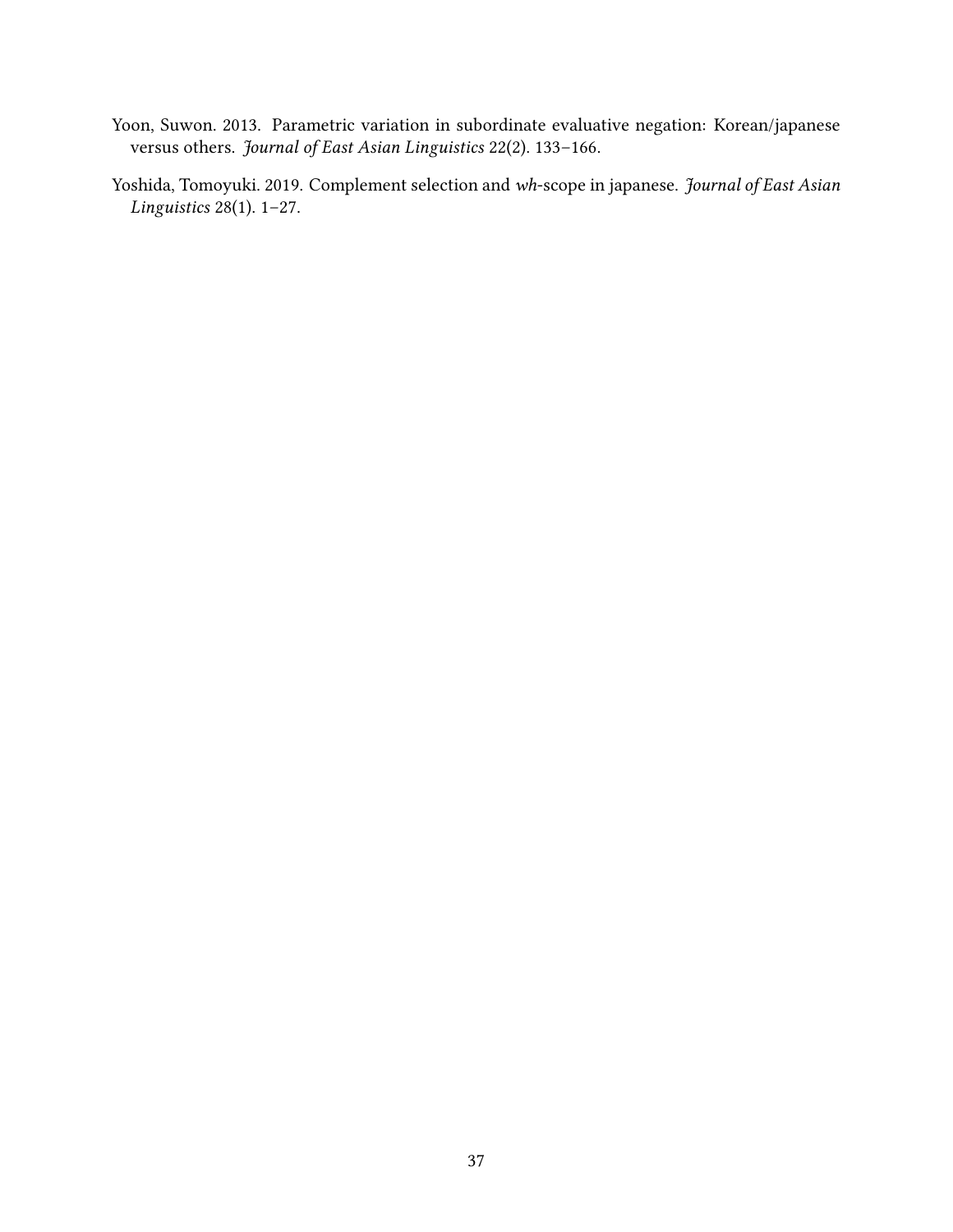Yoon, Suwon. 2013. Parametric variation in subordinate evaluative negation: Korean/japanese versus others. *Journal of East Asian Linguistics* 22(2). 133–166.

Yoshida, Tomoyuki. 2019. Complement selection and *wh*-scope in japanese. *Journal of East Asian Linguistics* 28(1). 1–27.